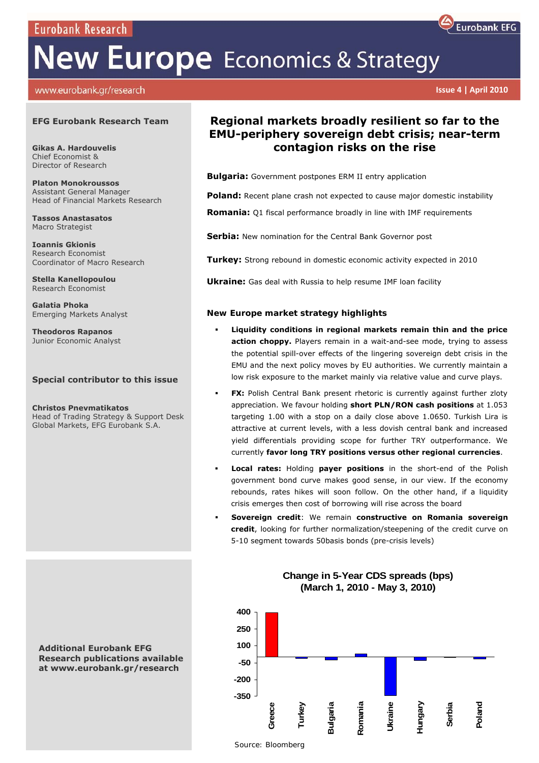Eurobank Research

Eurobank EFG

# New Europe Economics & Strategy

www.eurobank.gr/research

Issue 4 | April 2010

**EFG Eurobank Research Team**

**Gikas A. Hardouvelis**
Chief Economist &
Director of Research

**Platon Monokroussos**
Assistant General Manager
Head of Financial Markets Research

**Tassos Anastasatos**
Macro Strategist

**Ioannis Gkionis**
Research Economist
Coordinator of Macro Research

**Stella Kanellopoulou**
Research Economist

**Galatia Phoka**
Emerging Markets Analyst

**Theodoros Rapanos**
Junior Economic Analyst

**Special contributor to this issue**

**Christos Pnevmatikatos**
Head of Trading Strategy & Support Desk
Global Markets, EFG Eurobank S.A.

**Additional Eurobank EFG Research publications available at www.eurobank.gr/research**

## Regional markets broadly resilient so far to the EMU-periphery sovereign debt crisis; near-term contagion risks on the rise

**Bulgaria:** Government postpones ERM II entry application

**Poland:** Recent plane crash not expected to cause major domestic instability

**Romania:** Q1 fiscal performance broadly in line with IMF requirements

**Serbia:** New nomination for the Central Bank Governor post

**Turkey:** Strong rebound in domestic economic activity expected in 2010

**Ukraine:** Gas deal with Russia to help resume IMF loan facility

### New Europe market strategy highlights

- **Liquidity conditions in regional markets remain thin and the price action choppy.** Players remain in a wait-and-see mode, trying to assess the potential spill-over effects of the lingering sovereign debt crisis in the EMU and the next policy moves by EU authorities. We currently maintain a low risk exposure to the market mainly via relative value and curve plays.
- **FX:** Polish Central Bank present rhetoric is currently against further zloty appreciation. We favour holding **short PLN/RON cash positions** at 1.053 targeting 1.00 with a stop on a daily close above 1.0650. Turkish Lira is attractive at current levels, with a less dovish central bank and increased yield differentials providing scope for further TRY outperformance. We currently **favor long TRY positions versus other regional currencies**.
- **Local rates:** Holding **payer positions** in the short-end of the Polish government bond curve makes good sense, in our view. If the economy rebounds, rates hikes will soon follow. On the other hand, if a liquidity crisis emerges then cost of borrowing will rise across the board
- **Sovereign credit**: We remain **constructive on Romania sovereign credit**, looking for further normalization/steepening of the credit curve on 5-10 segment towards 50basis bonds (pre-crisis levels)

**Change in 5-Year CDS spreads (bps)**
**(March 1, 2010 - May 3, 2010)**

Source: Bloomberg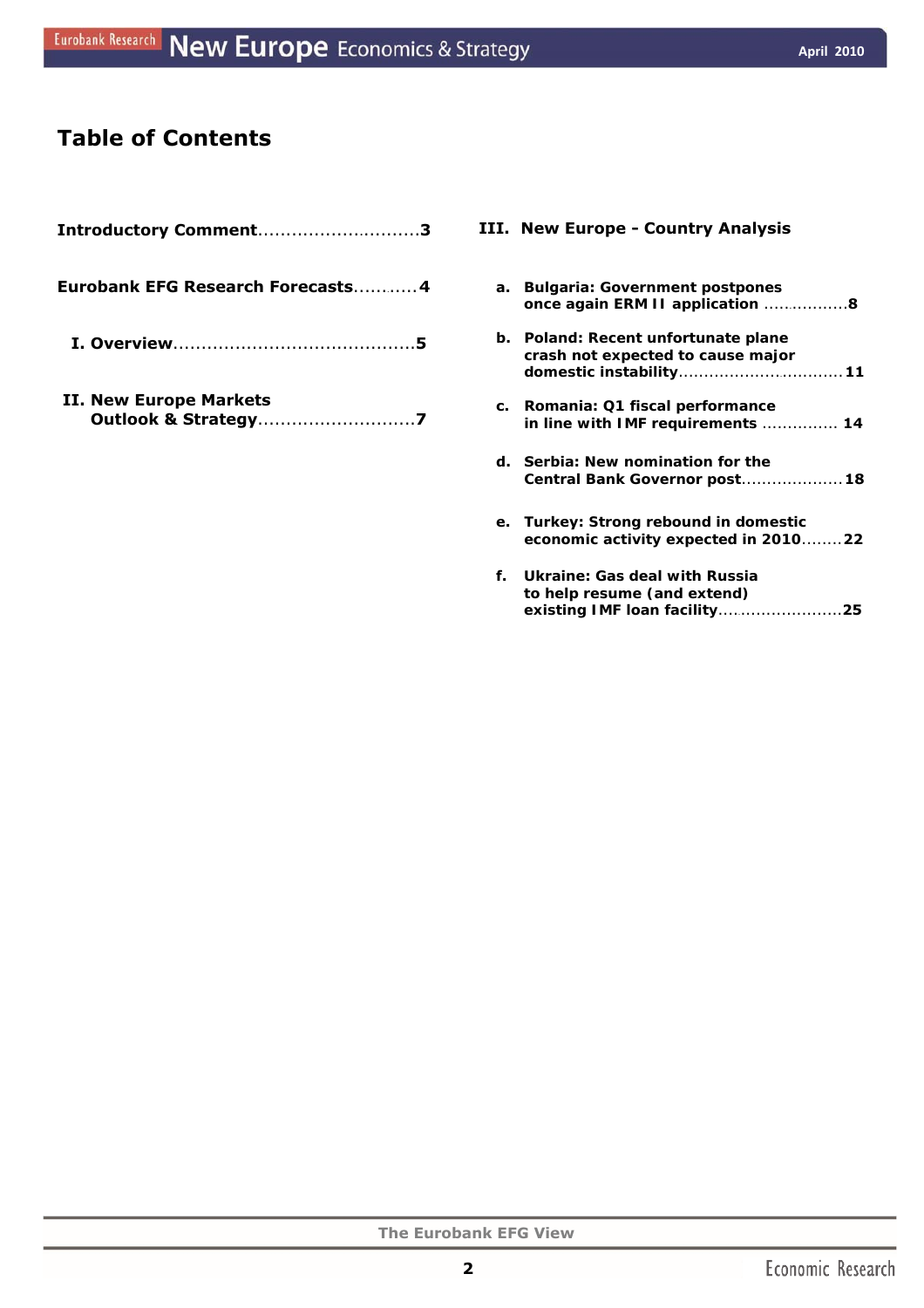# Table of Contents

**Introductory Comment**.............................3

**Eurobank EFG Research Forecasts**...........4

**I. Overview**..........................................5

**II. New Europe Markets Outlook & Strategy**............................7

**III. New Europe - Country Analysis**

a. **Bulgaria: Government postpones once again ERM II application** .................8

b. **Poland: Recent unfortunate plane crash not expected to cause major domestic instability**................................11

c. **Romania: Q1 fiscal performance in line with IMF requirements** ............... 14

d. **Serbia: New nomination for the Central Bank Governor post**....................18

e. **Turkey: Strong rebound in domestic economic activity expected in 2010**........22

f. **Ukraine: Gas deal with Russia to help resume (and extend) existing IMF loan facility**.........................25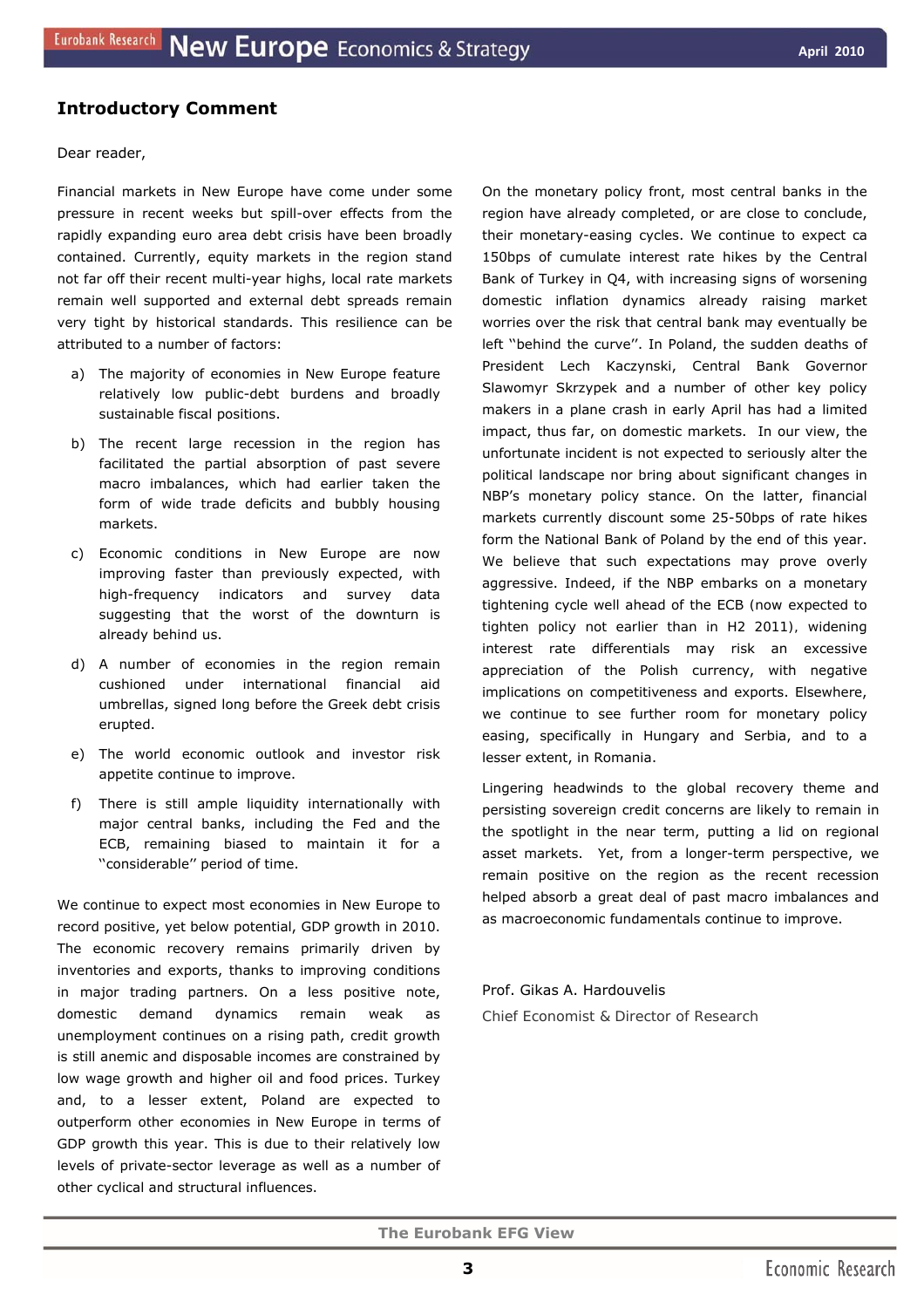## Introductory Comment

Dear reader,

Financial markets in New Europe have come under some pressure in recent weeks but spill-over effects from the rapidly expanding euro area debt crisis have been broadly contained. Currently, equity markets in the region stand not far off their recent multi-year highs, local rate markets remain well supported and external debt spreads remain very tight by historical standards. This resilience can be attributed to a number of factors:

a) The majority of economies in New Europe feature relatively low public-debt burdens and broadly sustainable fiscal positions.

b) The recent large recession in the region has facilitated the partial absorption of past severe macro imbalances, which had earlier taken the form of wide trade deficits and bubbly housing markets.

c) Economic conditions in New Europe are now improving faster than previously expected, with high-frequency indicators and survey data suggesting that the worst of the downturn is already behind us.

d) A number of economies in the region remain cushioned under international financial aid umbrellas, signed long before the Greek debt crisis erupted.

e) The world economic outlook and investor risk appetite continue to improve.

f) There is still ample liquidity internationally with major central banks, including the Fed and the ECB, remaining biased to maintain it for a ''considerable'' period of time.

We continue to expect most economies in New Europe to record positive, yet below potential, GDP growth in 2010. The economic recovery remains primarily driven by inventories and exports, thanks to improving conditions in major trading partners. On a less positive note, domestic demand dynamics remain weak as unemployment continues on a rising path, credit growth is still anemic and disposable incomes are constrained by low wage growth and higher oil and food prices. Turkey and, to a lesser extent, Poland are expected to outperform other economies in New Europe in terms of GDP growth this year. This is due to their relatively low levels of private-sector leverage as well as a number of other cyclical and structural influences.

On the monetary policy front, most central banks in the region have already completed, or are close to conclude, their monetary-easing cycles. We continue to expect ca 150bps of cumulate interest rate hikes by the Central Bank of Turkey in Q4, with increasing signs of worsening domestic inflation dynamics already raising market worries over the risk that central bank may eventually be left ''behind the curve''. In Poland, the sudden deaths of President Lech Kaczynski, Central Bank Governor Slawomyr Skrzypek and a number of other key policy makers in a plane crash in early April has had a limited impact, thus far, on domestic markets. In our view, the unfortunate incident is not expected to seriously alter the political landscape nor bring about significant changes in NBP's monetary policy stance. On the latter, financial markets currently discount some 25-50bps of rate hikes form the National Bank of Poland by the end of this year. We believe that such expectations may prove overly aggressive. Indeed, if the NBP embarks on a monetary tightening cycle well ahead of the ECB (now expected to tighten policy not earlier than in H2 2011), widening interest rate differentials may risk an excessive appreciation of the Polish currency, with negative implications on competitiveness and exports. Elsewhere, we continue to see further room for monetary policy easing, specifically in Hungary and Serbia, and to a lesser extent, in Romania.

Lingering headwinds to the global recovery theme and persisting sovereign credit concerns are likely to remain in the spotlight in the near term, putting a lid on regional asset markets. Yet, from a longer-term perspective, we remain positive on the region as the recent recession helped absorb a great deal of past macro imbalances and as macroeconomic fundamentals continue to improve.

Prof. Gikas A. Hardouvelis

Chief Economist & Director of Research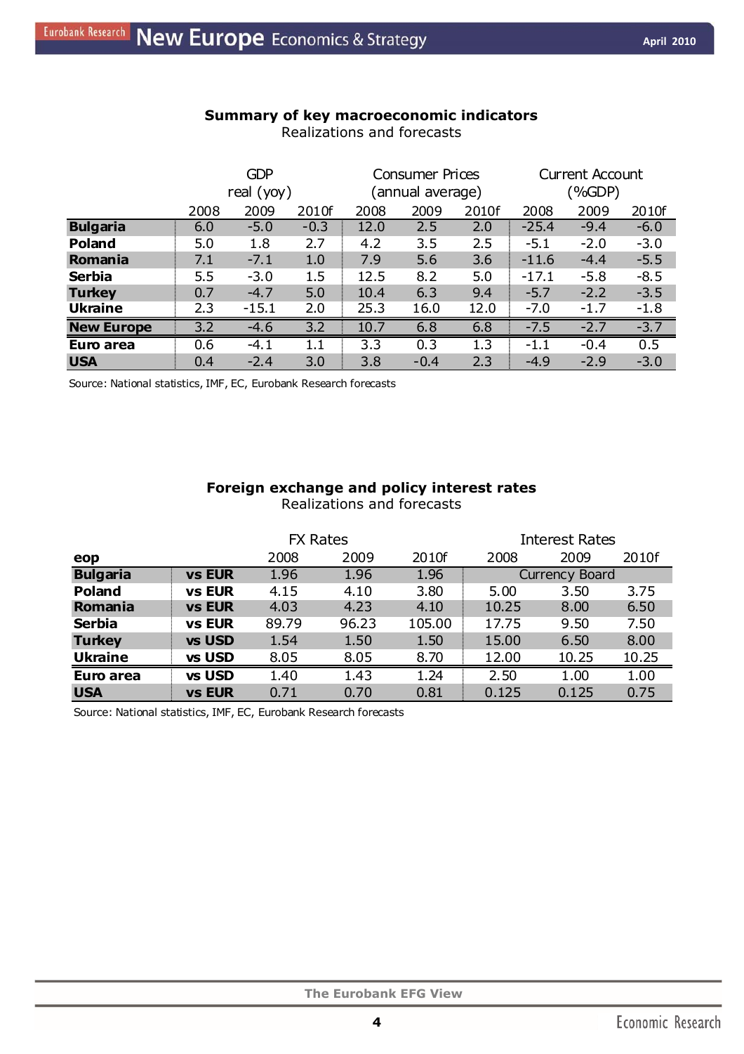**Summary of key macroeconomic indicators**

Realizations and forecasts

| | GDP real (yoy) | | | Consumer Prices (annual average) | | | Current Account (%GDP) | | |
|---|---|---|---|---|---|---|---|---|---|
| | 2008 | 2009 | 2010f | 2008 | 2009 | 2010f | 2008 | 2009 | 2010f |
| **Bulgaria** | 6.0 | -5.0 | -0.3 | 12.0 | 2.5 | 2.0 | -25.4 | -9.4 | -6.0 |
| **Poland** | 5.0 | 1.8 | 2.7 | 4.2 | 3.5 | 2.5 | -5.1 | -2.0 | -3.0 |
| **Romania** | 7.1 | -7.1 | 1.0 | 7.9 | 5.6 | 3.6 | -11.6 | -4.4 | -5.5 |
| **Serbia** | 5.5 | -3.0 | 1.5 | 12.5 | 8.2 | 5.0 | -17.1 | -5.8 | -8.5 |
| **Turkey** | 0.7 | -4.7 | 5.0 | 10.4 | 6.3 | 9.4 | -5.7 | -2.2 | -3.5 |
| **Ukraine** | 2.3 | -15.1 | 2.0 | 25.3 | 16.0 | 12.0 | -7.0 | -1.7 | -1.8 |
| **New Europe** | 3.2 | -4.6 | 3.2 | 10.7 | 6.8 | 6.8 | -7.5 | -2.7 | -3.7 |
| **Euro area** | 0.6 | -4.1 | 1.1 | 3.3 | 0.3 | 1.3 | -1.1 | -0.4 | 0.5 |
| **USA** | 0.4 | -2.4 | 3.0 | 3.8 | -0.4 | 2.3 | -4.9 | -2.9 | -3.0 |

Source: National statistics, IMF, EC, Eurobank Research forecasts

**Foreign exchange and policy interest rates**

Realizations and forecasts

| | | FX Rates | | | Interest Rates | | |
|---|---|---|---|---|---|---|---|
| **eop** | | 2008 | 2009 | 2010f | 2008 | 2009 | 2010f |
| **Bulgaria** | **vs EUR** | 1.96 | 1.96 | 1.96 | Currency Board | | |
| **Poland** | **vs EUR** | 4.15 | 4.10 | 3.80 | 5.00 | 3.50 | 3.75 |
| **Romania** | **vs EUR** | 4.03 | 4.23 | 4.10 | 10.25 | 8.00 | 6.50 |
| **Serbia** | **vs EUR** | 89.79 | 96.23 | 105.00 | 17.75 | 9.50 | 7.50 |
| **Turkey** | **vs USD** | 1.54 | 1.50 | 1.50 | 15.00 | 6.50 | 8.00 |
| **Ukraine** | **vs USD** | 8.05 | 8.05 | 8.70 | 12.00 | 10.25 | 10.25 |
| **Euro area** | **vs USD** | 1.40 | 1.43 | 1.24 | 2.50 | 1.00 | 1.00 |
| **USA** | **vs EUR** | 0.71 | 0.70 | 0.81 | 0.125 | 0.125 | 0.75 |

Source: National statistics, IMF, EC, Eurobank Research forecasts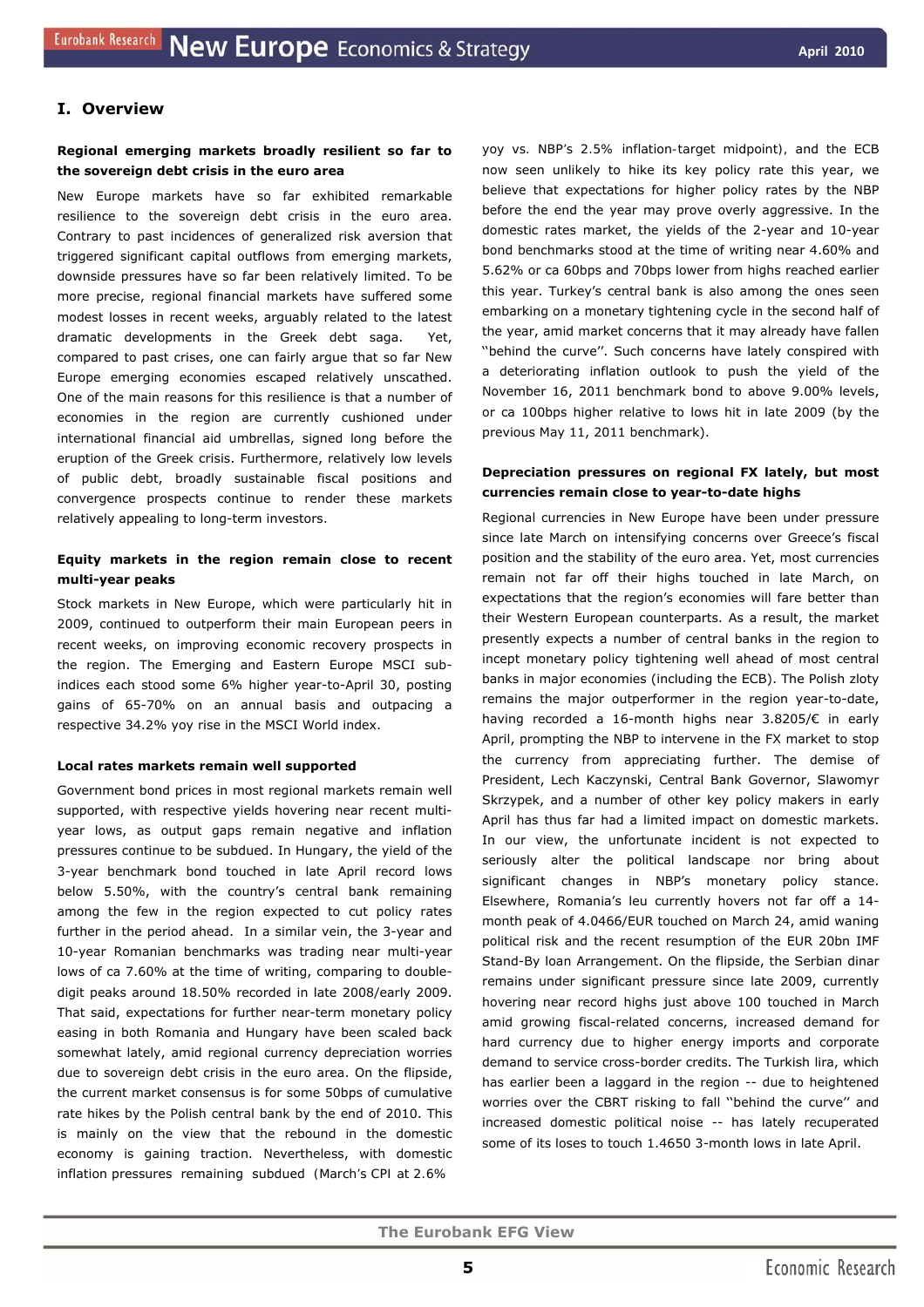# I. Overview

**Regional emerging markets broadly resilient so far to the sovereign debt crisis in the euro area**

New Europe markets have so far exhibited remarkable resilience to the sovereign debt crisis in the euro area. Contrary to past incidences of generalized risk aversion that triggered significant capital outflows from emerging markets, downside pressures have so far been relatively limited. To be more precise, regional financial markets have suffered some modest losses in recent weeks, arguably related to the latest dramatic developments in the Greek debt saga. Yet, compared to past crises, one can fairly argue that so far New Europe emerging economies escaped relatively unscathed. One of the main reasons for this resilience is that a number of economies in the region are currently cushioned under international financial aid umbrellas, signed long before the eruption of the Greek crisis. Furthermore, relatively low levels of public debt, broadly sustainable fiscal positions and convergence prospects continue to render these markets relatively appealing to long-term investors.

**Equity markets in the region remain close to recent multi-year peaks**

Stock markets in New Europe, which were particularly hit in 2009, continued to outperform their main European peers in recent weeks, on improving economic recovery prospects in the region. The Emerging and Eastern Europe MSCI sub-indices each stood some 6% higher year-to-April 30, posting gains of 65-70% on an annual basis and outpacing a respective 34.2% yoy rise in the MSCI World index.

**Local rates markets remain well supported**

Government bond prices in most regional markets remain well supported, with respective yields hovering near recent multi-year lows, as output gaps remain negative and inflation pressures continue to be subdued. In Hungary, the yield of the 3-year benchmark bond touched in late April record lows below 5.50%, with the country's central bank remaining among the few in the region expected to cut policy rates further in the period ahead. In a similar vein, the 3-year and 10-year Romanian benchmarks was trading near multi-year lows of ca 7.60% at the time of writing, comparing to double-digit peaks around 18.50% recorded in late 2008/early 2009. That said, expectations for further near-term monetary policy easing in both Romania and Hungary have been scaled back somewhat lately, amid regional currency depreciation worries due to sovereign debt crisis in the euro area. On the flipside, the current market consensus is for some 50bps of cumulative rate hikes by the Polish central bank by the end of 2010. This is mainly on the view that the rebound in the domestic economy is gaining traction. Nevertheless, with domestic inflation pressures remaining subdued (March's CPI at 2.6% yoy vs. NBP's 2.5% inflation-target midpoint), and the ECB now seen unlikely to hike its key policy rate this year, we believe that expectations for higher policy rates by the NBP before the end the year may prove overly aggressive. In the domestic rates market, the yields of the 2-year and 10-year bond benchmarks stood at the time of writing near 4.60% and 5.62% or ca 60bps and 70bps lower from highs reached earlier this year. Turkey's central bank is also among the ones seen embarking on a monetary tightening cycle in the second half of the year, amid market concerns that it may already have fallen "behind the curve". Such concerns have lately conspired with a deteriorating inflation outlook to push the yield of the November 16, 2011 benchmark bond to above 9.00% levels, or ca 100bps higher relative to lows hit in late 2009 (by the previous May 11, 2011 benchmark).

**Depreciation pressures on regional FX lately, but most currencies remain close to year-to-date highs**

Regional currencies in New Europe have been under pressure since late March on intensifying concerns over Greece's fiscal position and the stability of the euro area. Yet, most currencies remain not far off their highs touched in late March, on expectations that the region's economies will fare better than their Western European counterparts. As a result, the market presently expects a number of central banks in the region to incept monetary policy tightening well ahead of most central banks in major economies (including the ECB). The Polish zloty remains the major outperformer in the region year-to-date, having recorded a 16-month highs near 3.8205/€ in early April, prompting the NBP to intervene in the FX market to stop the currency from appreciating further. The demise of President, Lech Kaczynski, Central Bank Governor, Slawomyr Skrzypek, and a number of other key policy makers in early April has thus far had a limited impact on domestic markets. In our view, the unfortunate incident is not expected to seriously alter the political landscape nor bring about significant changes in NBP's monetary policy stance. Elsewhere, Romania's leu currently hovers not far off a 14-month peak of 4.0466/EUR touched on March 24, amid waning political risk and the recent resumption of the EUR 20bn IMF Stand-By loan Arrangement. On the flipside, the Serbian dinar remains under significant pressure since late 2009, currently hovering near record highs just above 100 touched in March amid growing fiscal-related concerns, increased demand for hard currency due to higher energy imports and corporate demand to service cross-border credits. The Turkish lira, which has earlier been a laggard in the region -- due to heightened worries over the CBRT risking to fall "behind the curve" and increased domestic political noise -- has lately recuperated some of its loses to touch 1.4650 3-month lows in late April.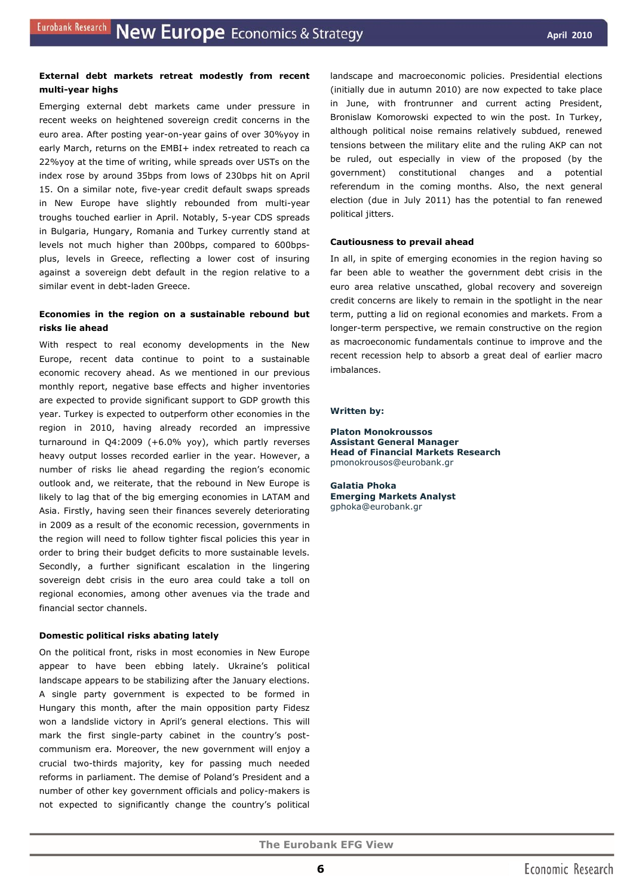**External debt markets retreat modestly from recent multi-year highs**

Emerging external debt markets came under pressure in recent weeks on heightened sovereign credit concerns in the euro area. After posting year-on-year gains of over 30%yoy in early March, returns on the EMBI+ index retreated to reach ca 22%yoy at the time of writing, while spreads over USTs on the index rose by around 35bps from lows of 230bps hit on April 15. On a similar note, five-year credit default swaps spreads in New Europe have slightly rebounded from multi-year troughs touched earlier in April. Notably, 5-year CDS spreads in Bulgaria, Hungary, Romania and Turkey currently stand at levels not much higher than 200bps, compared to 600bps-plus, levels in Greece, reflecting a lower cost of insuring against a sovereign debt default in the region relative to a similar event in debt-laden Greece.

**Economies in the region on a sustainable rebound but risks lie ahead**

With respect to real economy developments in the New Europe, recent data continue to point to a sustainable economic recovery ahead. As we mentioned in our previous monthly report, negative base effects and higher inventories are expected to provide significant support to GDP growth this year. Turkey is expected to outperform other economies in the region in 2010, having already recorded an impressive turnaround in Q4:2009 (+6.0% yoy), which partly reverses heavy output losses recorded earlier in the year. However, a number of risks lie ahead regarding the region's economic outlook and, we reiterate, that the rebound in New Europe is likely to lag that of the big emerging economies in LATAM and Asia. Firstly, having seen their finances severely deteriorating in 2009 as a result of the economic recession, governments in the region will need to follow tighter fiscal policies this year in order to bring their budget deficits to more sustainable levels. Secondly, a further significant escalation in the lingering sovereign debt crisis in the euro area could take a toll on regional economies, among other avenues via the trade and financial sector channels.

**Domestic political risks abating lately**

On the political front, risks in most economies in New Europe appear to have been ebbing lately. Ukraine's political landscape appears to be stabilizing after the January elections. A single party government is expected to be formed in Hungary this month, after the main opposition party Fidesz won a landslide victory in April's general elections. This will mark the first single-party cabinet in the country's post-communism era. Moreover, the new government will enjoy a crucial two-thirds majority, key for passing much needed reforms in parliament. The demise of Poland's President and a number of other key government officials and policy-makers is not expected to significantly change the country's political landscape and macroeconomic policies. Presidential elections (initially due in autumn 2010) are now expected to take place in June, with frontrunner and current acting President, Bronislaw Komorowski expected to win the post. In Turkey, although political noise remains relatively subdued, renewed tensions between the military elite and the ruling AKP can not be ruled, out especially in view of the proposed (by the government) constitutional changes and a potential referendum in the coming months. Also, the next general election (due in July 2011) has the potential to fan renewed political jitters.

**Cautiousness to prevail ahead**

In all, in spite of emerging economies in the region having so far been able to weather the government debt crisis in the euro area relative unscathed, global recovery and sovereign credit concerns are likely to remain in the spotlight in the near term, putting a lid on regional economies and markets. From a longer-term perspective, we remain constructive on the region as macroeconomic fundamentals continue to improve and the recent recession help to absorb a great deal of earlier macro imbalances.

**Written by:**

**Platon Monokroussos**
**Assistant General Manager**
**Head of Financial Markets Research**
pmonokrousos@eurobank.gr

**Galatia Phoka**
**Emerging Markets Analyst**
gphoka@eurobank.gr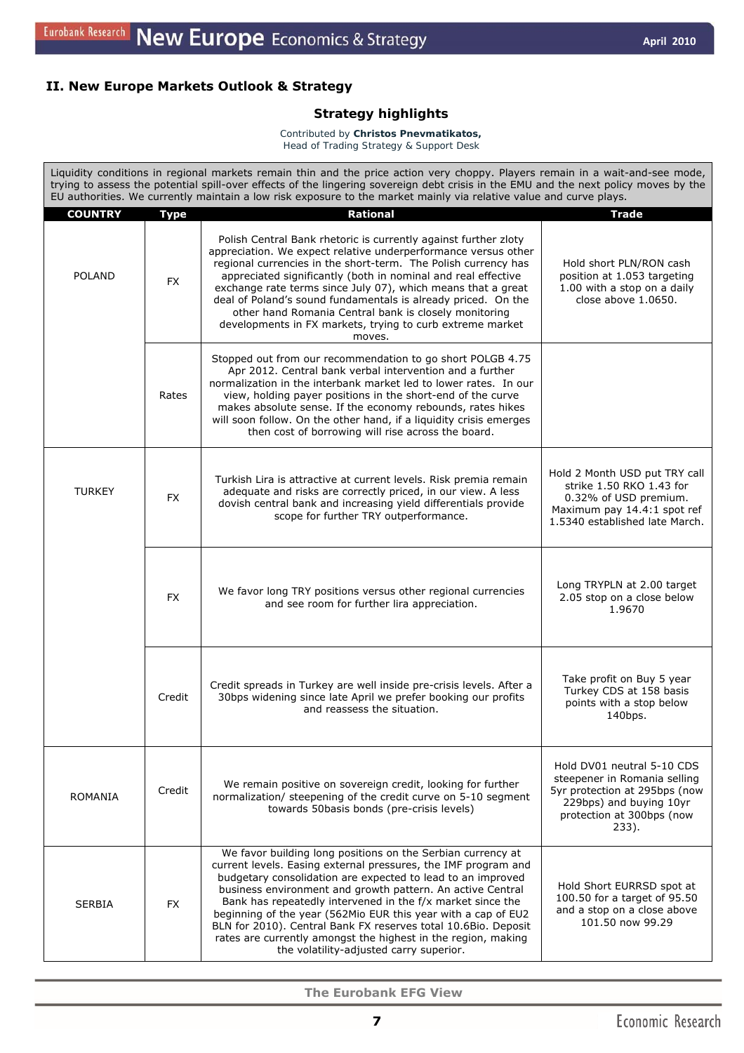## II. New Europe Markets Outlook & Strategy

### Strategy highlights

Contributed by **Christos Pnevmatikatos,**
Head of Trading Strategy & Support Desk

Liquidity conditions in regional markets remain thin and the price action very choppy. Players remain in a wait-and-see mode, trying to assess the potential spill-over effects of the lingering sovereign debt crisis in the EMU and the next policy moves by the EU authorities. We currently maintain a low risk exposure to the market mainly via relative value and curve plays.

| COUNTRY | Type | Rational | Trade |
|---|---|---|---|
| POLAND | FX | Polish Central Bank rhetoric is currently against further zloty appreciation. We expect relative underperformance versus other regional currencies in the short-term. The Polish currency has appreciated significantly (both in nominal and real effective exchange rate terms since July 07), which means that a great deal of Poland's sound fundamentals is already priced. On the other hand Romania Central bank is closely monitoring developments in FX markets, trying to curb extreme market moves. | Hold short PLN/RON cash position at 1.053 targeting 1.00 with a stop on a daily close above 1.0650. |
| | Rates | Stopped out from our recommendation to go short POLGB 4.75 Apr 2012. Central bank verbal intervention and a further normalization in the interbank market led to lower rates. In our view, holding payer positions in the short-end of the curve makes absolute sense. If the economy rebounds, rates hikes will soon follow. On the other hand, if a liquidity crisis emerges then cost of borrowing will rise across the board. | |
| TURKEY | FX | Turkish Lira is attractive at current levels. Risk premia remain adequate and risks are correctly priced, in our view. A less dovish central bank and increasing yield differentials provide scope for further TRY outperformance. | Hold 2 Month USD put TRY call strike 1.50 RKO 1.43 for 0.32% of USD premium. Maximum pay 14.4:1 spot ref 1.5340 established late March. |
| | FX | We favor long TRY positions versus other regional currencies and see room for further lira appreciation. | Long TRYPLN at 2.00 target 2.05 stop on a close below 1.9670 |
| | Credit | Credit spreads in Turkey are well inside pre-crisis levels. After a 30bps widening since late April we prefer booking our profits and reassess the situation. | Take profit on Buy 5 year Turkey CDS at 158 basis points with a stop below 140bps. |
| ROMANIA | Credit | We remain positive on sovereign credit, looking for further normalization/ steepening of the credit curve on 5-10 segment towards 50basis bonds (pre-crisis levels) | Hold DV01 neutral 5-10 CDS steepener in Romania selling 5yr protection at 295bps (now 229bps) and buying 10yr protection at 300bps (now 233). |
| SERBIA | FX | We favor building long positions on the Serbian currency at current levels. Easing external pressures, the IMF program and budgetary consolidation are expected to lead to an improved business environment and growth pattern. An active Central Bank has repeatedly intervened in the f/x market since the beginning of the year (562Mio EUR this year with a cap of EU2 BLN for 2010). Central Bank FX reserves total 10.6Bio. Deposit rates are currently amongst the highest in the region, making the volatility-adjusted carry superior. | Hold Short EURRSD spot at 100.50 for a target of 95.50 and a stop on a close above 101.50 now 99.29 |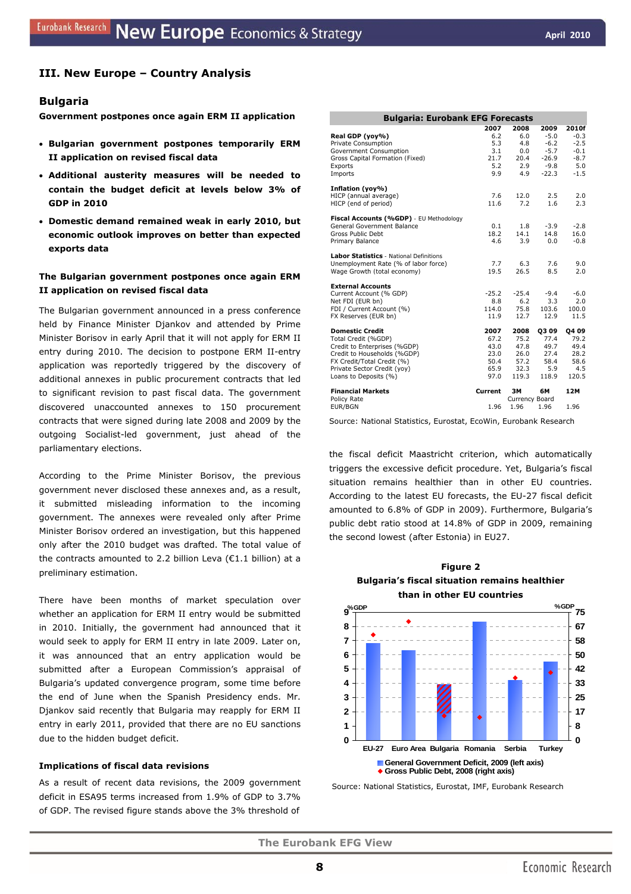## III. New Europe – Country Analysis

### Bulgaria

**Government postpones once again ERM II application**

- **Bulgarian government postpones temporarily ERM II application on revised fiscal data**
- **Additional austerity measures will be needed to contain the budget deficit at levels below 3% of GDP in 2010**
- **Domestic demand remained weak in early 2010, but economic outlook improves on better than expected exports data**

**The Bulgarian government postpones once again ERM II application on revised fiscal data**

The Bulgarian government announced in a press conference held by Finance Minister Djankov and attended by Prime Minister Borisov in early April that it will not apply for ERM II entry during 2010. The decision to postpone ERM II-entry application was reportedly triggered by the discovery of additional annexes in public procurement contracts that led to significant revision to past fiscal data. The government discovered unaccounted annexes to 150 procurement contracts that were signed during late 2008 and 2009 by the outgoing Socialist-led government, just ahead of the parliamentary elections.

According to the Prime Minister Borisov, the previous government never disclosed these annexes and, as a result, it submitted misleading information to the incoming government. The annexes were revealed only after Prime Minister Borisov ordered an investigation, but this happened only after the 2010 budget was drafted. The total value of the contracts amounted to 2.2 billion Leva (€1.1 billion) at a preliminary estimation.

There have been months of market speculation over whether an application for ERM II entry would be submitted in 2010. Initially, the government had announced that it would seek to apply for ERM II entry in late 2009. Later on, it was announced that an entry application would be submitted after a European Commission's appraisal of Bulgaria's updated convergence program, some time before the end of June when the Spanish Presidency ends. Mr. Djankov said recently that Bulgaria may reapply for ERM II entry in early 2011, provided that there are no EU sanctions due to the hidden budget deficit.

**Implications of fiscal data revisions**

As a result of recent data revisions, the 2009 government deficit in ESA95 terms increased from 1.9% of GDP to 3.7% of GDP. The revised figure stands above the 3% threshold of the fiscal deficit Maastricht criterion, which automatically triggers the excessive deficit procedure. Yet, Bulgaria's fiscal situation remains healthier than in other EU countries. According to the latest EU forecasts, the EU-27 fiscal deficit amounted to 6.8% of GDP in 2009). Furthermore, Bulgaria's public debt ratio stood at 14.8% of GDP in 2009, remaining the second lowest (after Estonia) in EU27.

**Bulgaria: Eurobank EFG Forecasts**

| | 2007 | 2008 | 2009 | 2010f |
|---|---|---|---|---|
| **Real GDP (yoy%)** | 6.2 | 6.0 | -5.0 | -0.3 |
| Private Consumption | 5.3 | 4.8 | -6.2 | -2.5 |
| Government Consumption | 3.1 | 0.0 | -5.7 | -0.1 |
| Gross Capital Formation (Fixed) | 21.7 | 20.4 | -26.9 | -8.7 |
| Exports | 5.2 | 2.9 | -9.8 | 5.0 |
| Imports | 9.9 | 4.9 | -22.3 | -1.5 |
| **Inflation (yoy%)** | | | | |
| HICP (annual average) | 7.6 | 12.0 | 2.5 | 2.0 |
| HICP (end of period) | 11.6 | 7.2 | 1.6 | 2.3 |
| **Fiscal Accounts (%GDP)** - EU Methodology | | | | |
| General Government Balance | 0.1 | 1.8 | -3.9 | -2.8 |
| Gross Public Debt | 18.2 | 14.1 | 14.8 | 16.0 |
| Primary Balance | 4.6 | 3.9 | 0.0 | -0.8 |
| **Labor Statistics** - National Definitions | | | | |
| Unemployment Rate (% of labor force) | 7.7 | 6.3 | 7.6 | 9.0 |
| Wage Growth (total economy) | 19.5 | 26.5 | 8.5 | 2.0 |
| **External Accounts** | | | | |
| Current Account (% GDP) | -25.2 | -25.4 | -9.4 | -6.0 |
| Net FDI (EUR bn) | 8.8 | 6.2 | 3.3 | 2.0 |
| FDI / Current Account (%) | 114.0 | 75.8 | 103.6 | 100.0 |
| FX Reserves (EUR bn) | 11.9 | 12.7 | 12.9 | 11.5 |
| **Domestic Credit** | **2007** | **2008** | **Q3 09** | **Q4 09** |
| Total Credit (%GDP) | 67.2 | 75.2 | 77.4 | 79.2 |
| Credit to Enterprises (%GDP) | 43.0 | 47.8 | 49.7 | 49.4 |
| Credit to Households (%GDP) | 23.0 | 26.0 | 27.4 | 28.2 |
| FX Credit/Total Credit (%) | 50.4 | 57.2 | 58.4 | 58.6 |
| Private Sector Credit (yoy) | 65.9 | 32.3 | 5.9 | 4.5 |
| Loans to Deposits (%) | 97.0 | 119.3 | 118.9 | 120.5 |
| **Financial Markets** | **Current** | **3M** | **6M** | **12M** |
| Policy Rate | | Currency Board | | |
| EUR/BGN | 1.96 | 1.96 | 1.96 | 1.96 |

Source: National Statistics, Eurostat, EcoWin, Eurobank Research

**Figure 2**

**Bulgaria's fiscal situation remains healthier than in other EU countries**

Source: National Statistics, Eurostat, IMF, Eurobank Research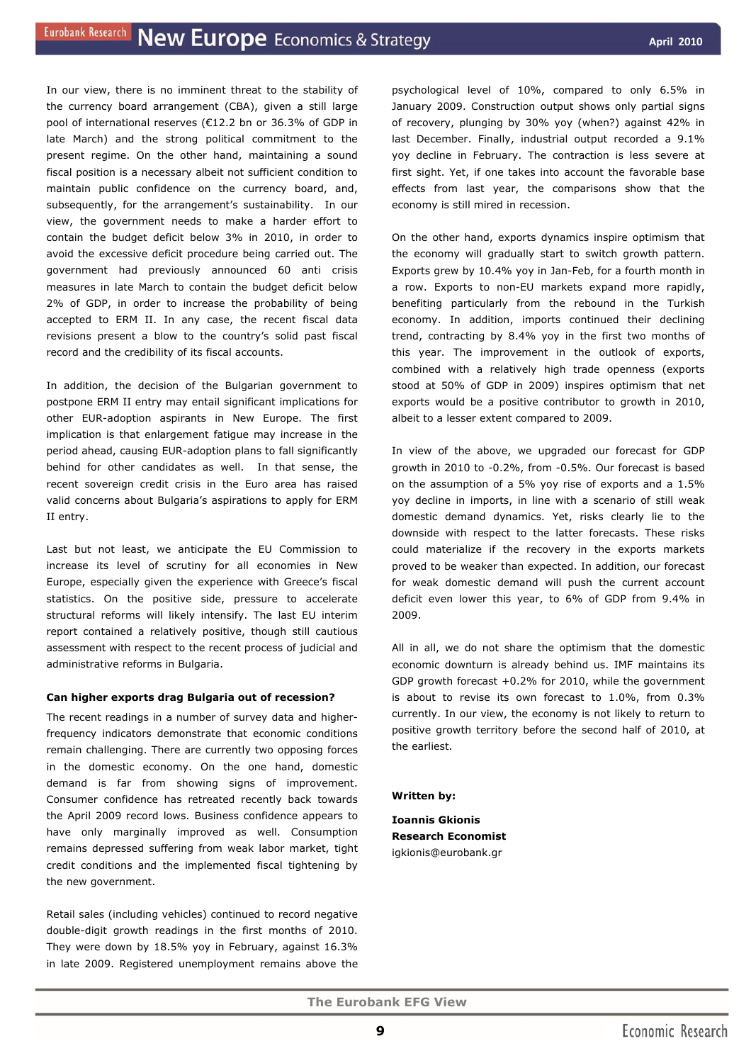In our view, there is no imminent threat to the stability of the currency board arrangement (CBA), given a still large pool of international reserves (€12.2 bn or 36.3% of GDP in late March) and the strong political commitment to the present regime. On the other hand, maintaining a sound fiscal position is a necessary albeit not sufficient condition to maintain public confidence on the currency board, and, subsequently, for the arrangement's sustainability. In our view, the government needs to make a harder effort to contain the budget deficit below 3% in 2010, in order to avoid the excessive deficit procedure being carried out. The government had previously announced 60 anti crisis measures in late March to contain the budget deficit below 2% of GDP, in order to increase the probability of being accepted to ERM II. In any case, the recent fiscal data revisions present a blow to the country's solid past fiscal record and the credibility of its fiscal accounts.

In addition, the decision of the Bulgarian government to postpone ERM II entry may entail significant implications for other EUR-adoption aspirants in New Europe. The first implication is that enlargement fatigue may increase in the period ahead, causing EUR-adoption plans to fall significantly behind for other candidates as well. In that sense, the recent sovereign credit crisis in the Euro area has raised valid concerns about Bulgaria's aspirations to apply for ERM II entry.

Last but not least, we anticipate the EU Commission to increase its level of scrutiny for all economies in New Europe, especially given the experience with Greece's fiscal statistics. On the positive side, pressure to accelerate structural reforms will likely intensify. The last EU interim report contained a relatively positive, though still cautious assessment with respect to the recent process of judicial and administrative reforms in Bulgaria.

**Can higher exports drag Bulgaria out of recession?**

The recent readings in a number of survey data and higher-frequency indicators demonstrate that economic conditions remain challenging. There are currently two opposing forces in the domestic economy. On the one hand, domestic demand is far from showing signs of improvement. Consumer confidence has retreated recently back towards the April 2009 record lows. Business confidence appears to have only marginally improved as well. Consumption remains depressed suffering from weak labor market, tight credit conditions and the implemented fiscal tightening by the new government.

Retail sales (including vehicles) continued to record negative double-digit growth readings in the first months of 2010. They were down by 18.5% yoy in February, against 16.3% in late 2009. Registered unemployment remains above the psychological level of 10%, compared to only 6.5% in January 2009. Construction output shows only partial signs of recovery, plunging by 30% yoy (when?) against 42% in last December. Finally, industrial output recorded a 9.1% yoy decline in February. The contraction is less severe at first sight. Yet, if one takes into account the favorable base effects from last year, the comparisons show that the economy is still mired in recession.

On the other hand, exports dynamics inspire optimism that the economy will gradually start to switch growth pattern. Exports grew by 10.4% yoy in Jan-Feb, for a fourth month in a row. Exports to non-EU markets expand more rapidly, benefiting particularly from the rebound in the Turkish economy. In addition, imports continued their declining trend, contracting by 8.4% yoy in the first two months of this year. The improvement in the outlook of exports, combined with a relatively high trade openness (exports stood at 50% of GDP in 2009) inspires optimism that net exports would be a positive contributor to growth in 2010, albeit to a lesser extent compared to 2009.

In view of the above, we upgraded our forecast for GDP growth in 2010 to -0.2%, from -0.5%. Our forecast is based on the assumption of a 5% yoy rise of exports and a 1.5% yoy decline in imports, in line with a scenario of still weak domestic demand dynamics. Yet, risks clearly lie to the downside with respect to the latter forecasts. These risks could materialize if the recovery in the exports markets proved to be weaker than expected. In addition, our forecast for weak domestic demand will push the current account deficit even lower this year, to 6% of GDP from 9.4% in 2009.

All in all, we do not share the optimism that the domestic economic downturn is already behind us. IMF maintains its GDP growth forecast +0.2% for 2010, while the government is about to revise its own forecast to 1.0%, from 0.3% currently. In our view, the economy is not likely to return to positive growth territory before the second half of 2010, at the earliest.

**Written by:**

**Ioannis Gkionis**
**Research Economist**
igkionis@eurobank.gr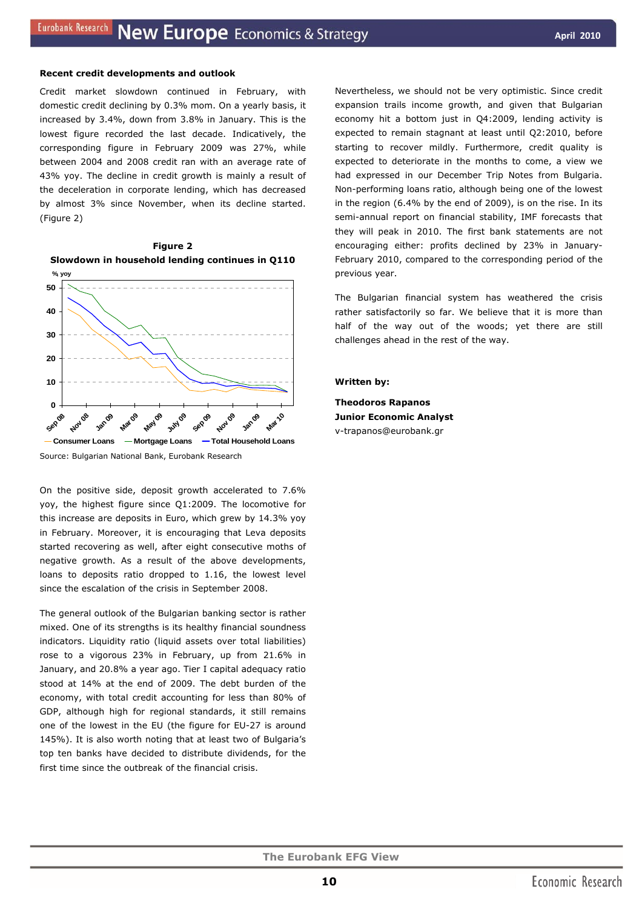### Recent credit developments and outlook

Credit market slowdown continued in February, with domestic credit declining by 0.3% mom. On a yearly basis, it increased by 3.4%, down from 3.8% in January. This is the lowest figure recorded the last decade. Indicatively, the corresponding figure in February 2009 was 27%, while between 2004 and 2008 credit ran with an average rate of 43% yoy. The decline in credit growth is mainly a result of the deceleration in corporate lending, which has decreased by almost 3% since November, when its decline started. (Figure 2)

**Figure 2**

**Slowdown in household lending continues in Q110**

Source: Bulgarian National Bank, Eurobank Research

On the positive side, deposit growth accelerated to 7.6% yoy, the highest figure since Q1:2009. The locomotive for this increase are deposits in Euro, which grew by 14.3% yoy in February. Moreover, it is encouraging that Leva deposits started recovering as well, after eight consecutive moths of negative growth. As a result of the above developments, loans to deposits ratio dropped to 1.16, the lowest level since the escalation of the crisis in September 2008.

The general outlook of the Bulgarian banking sector is rather mixed. One of its strengths is its healthy financial soundness indicators. Liquidity ratio (liquid assets over total liabilities) rose to a vigorous 23% in February, up from 21.6% in January, and 20.8% a year ago. Tier I capital adequacy ratio stood at 14% at the end of 2009. The debt burden of the economy, with total credit accounting for less than 80% of GDP, although high for regional standards, it still remains one of the lowest in the EU (the figure for EU-27 is around 145%). It is also worth noting that at least two of Bulgaria's top ten banks have decided to distribute dividends, for the first time since the outbreak of the financial crisis.

Nevertheless, we should not be very optimistic. Since credit expansion trails income growth, and given that Bulgarian economy hit a bottom just in Q4:2009, lending activity is expected to remain stagnant at least until Q2:2010, before starting to recover mildly. Furthermore, credit quality is expected to deteriorate in the months to come, a view we had expressed in our December Trip Notes from Bulgaria. Non-performing loans ratio, although being one of the lowest in the region (6.4% by the end of 2009), is on the rise. In its semi-annual report on financial stability, IMF forecasts that they will peak in 2010. The first bank statements are not encouraging either: profits declined by 23% in January-February 2010, compared to the corresponding period of the previous year.

The Bulgarian financial system has weathered the crisis rather satisfactorily so far. We believe that it is more than half of the way out of the woods; yet there are still challenges ahead in the rest of the way.

**Written by:**

**Theodoros Rapanos**
**Junior Economic Analyst**
v-trapanos@eurobank.gr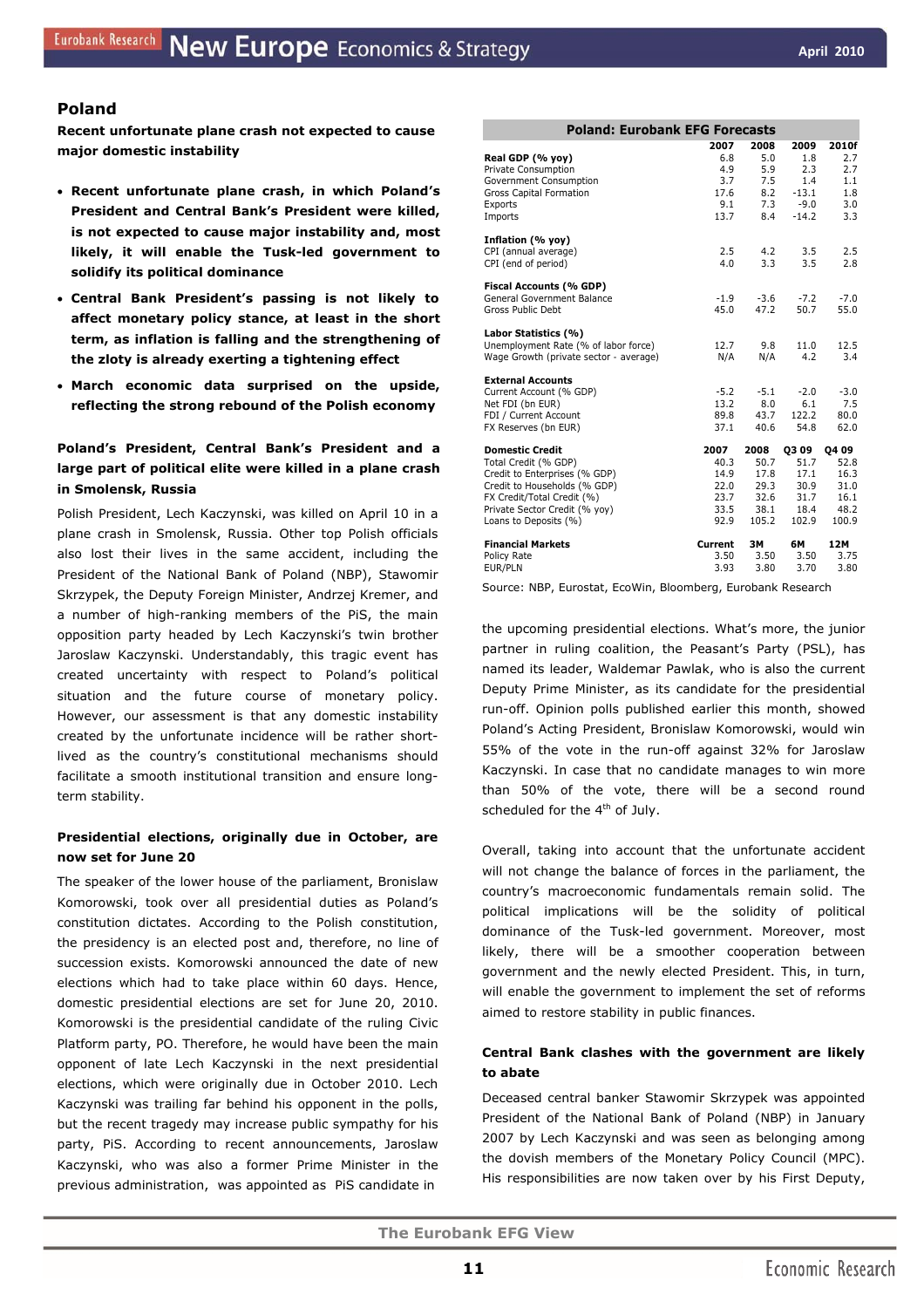## Poland

**Recent unfortunate plane crash not expected to cause major domestic instability**

- **Recent unfortunate plane crash, in which Poland's President and Central Bank's President were killed, is not expected to cause major instability and, most likely, it will enable the Tusk-led government to solidify its political dominance**
- **Central Bank President's passing is not likely to affect monetary policy stance, at least in the short term, as inflation is falling and the strengthening of the zloty is already exerting a tightening effect**
- **March economic data surprised on the upside, reflecting the strong rebound of the Polish economy**

| Poland: Eurobank EFG Forecasts | | | | |
|---|---|---|---|---|
| | 2007 | 2008 | 2009 | 2010f |
| **Real GDP (% yoy)** | 6.8 | 5.0 | 1.8 | 2.7 |
| Private Consumption | 4.9 | 5.9 | 2.3 | 2.7 |
| Government Consumption | 3.7 | 7.5 | 1.4 | 1.1 |
| Gross Capital Formation | 17.6 | 8.2 | -13.1 | 1.8 |
| Exports | 9.1 | 7.3 | -9.0 | 3.0 |
| Imports | 13.7 | 8.4 | -14.2 | 3.3 |
| **Inflation (% yoy)** | | | | |
| CPI (annual average) | 2.5 | 4.2 | 3.5 | 2.5 |
| CPI (end of period) | 4.0 | 3.3 | 3.5 | 2.8 |
| **Fiscal Accounts (% GDP)** | | | | |
| General Government Balance | -1.9 | -3.6 | -7.2 | -7.0 |
| Gross Public Debt | 45.0 | 47.2 | 50.7 | 55.0 |
| **Labor Statistics (%)** | | | | |
| Unemployment Rate (% of labor force) | 12.7 | 9.8 | 11.0 | 12.5 |
| Wage Growth (private sector - average) | N/A | N/A | 4.2 | 3.4 |
| **External Accounts** | | | | |
| Current Account (% GDP) | -5.2 | -5.1 | -2.0 | -3.0 |
| Net FDI (bn EUR) | 13.2 | 8.0 | 6.1 | 7.5 |
| FDI / Current Account | 89.8 | 43.7 | 122.2 | 80.0 |
| FX Reserves (bn EUR) | 37.1 | 40.6 | 54.8 | 62.0 |
| **Domestic Credit** | **2007** | **2008** | **Q3 09** | **Q4 09** |
| Total Credit (% GDP) | 40.3 | 50.7 | 51.7 | 52.8 |
| Credit to Enterprises (% GDP) | 14.9 | 17.8 | 17.1 | 16.3 |
| Credit to Households (% GDP) | 22.0 | 29.3 | 30.9 | 31.0 |
| FX Credit/Total Credit (%) | 23.7 | 32.6 | 31.7 | 16.1 |
| Private Sector Credit (% yoy) | 33.5 | 38.1 | 18.4 | 48.2 |
| Loans to Deposits (%) | 92.9 | 105.2 | 102.9 | 100.9 |
| **Financial Markets** | **Current** | **3M** | **6M** | **12M** |
| Policy Rate | 3.50 | 3.50 | 3.50 | 3.75 |
| EUR/PLN | 3.93 | 3.80 | 3.70 | 3.80 |

Source: NBP, Eurostat, EcoWin, Bloomberg, Eurobank Research

**Poland's President, Central Bank's President and a large part of political elite were killed in a plane crash in Smolensk, Russia**

Polish President, Lech Kaczynski, was killed on April 10 in a plane crash in Smolensk, Russia. Other top Polish officials also lost their lives in the same accident, including the President of the National Bank of Poland (NBP), Stawomir Skrzypek, the Deputy Foreign Minister, Andrzej Kremer, and a number of high-ranking members of the PiS, the main opposition party headed by Lech Kaczynski's twin brother Jaroslaw Kaczynski. Understandably, this tragic event has created uncertainty with respect to Poland's political situation and the future course of monetary policy. However, our assessment is that any domestic instability created by the unfortunate incidence will be rather short-lived as the country's constitutional mechanisms should facilitate a smooth institutional transition and ensure long-term stability.

**Presidential elections, originally due in October, are now set for June 20**

The speaker of the lower house of the parliament, Bronislaw Komorowski, took over all presidential duties as Poland's constitution dictates. According to the Polish constitution, the presidency is an elected post and, therefore, no line of succession exists. Komorowski announced the date of new elections which had to take place within 60 days. Hence, domestic presidential elections are set for June 20, 2010. Komorowski is the presidential candidate of the ruling Civic Platform party, PO. Therefore, he would have been the main opponent of late Lech Kaczynski in the next presidential elections, which were originally due in October 2010. Lech Kaczynski was trailing far behind his opponent in the polls, but the recent tragedy may increase public sympathy for his party, PiS. According to recent announcements, Jaroslaw Kaczynski, who was also a former Prime Minister in the previous administration, was appointed as PiS candidate in the upcoming presidential elections. What's more, the junior partner in ruling coalition, the Peasant's Party (PSL), has named its leader, Waldemar Pawlak, who is also the current Deputy Prime Minister, as its candidate for the presidential run-off. Opinion polls published earlier this month, showed Poland's Acting President, Bronislaw Komorowski, would win 55% of the vote in the run-off against 32% for Jaroslaw Kaczynski. In case that no candidate manages to win more than 50% of the vote, there will be a second round scheduled for the 4th of July.

Overall, taking into account that the unfortunate accident will not change the balance of forces in the parliament, the country's macroeconomic fundamentals remain solid. The political implications will be the solidity of political dominance of the Tusk-led government. Moreover, most likely, there will be a smoother cooperation between government and the newly elected President. This, in turn, will enable the government to implement the set of reforms aimed to restore stability in public finances.

**Central Bank clashes with the government are likely to abate**

Deceased central banker Stawomir Skrzypek was appointed President of the National Bank of Poland (NBP) in January 2007 by Lech Kaczynski and was seen as belonging among the dovish members of the Monetary Policy Council (MPC). His responsibilities are now taken over by his First Deputy,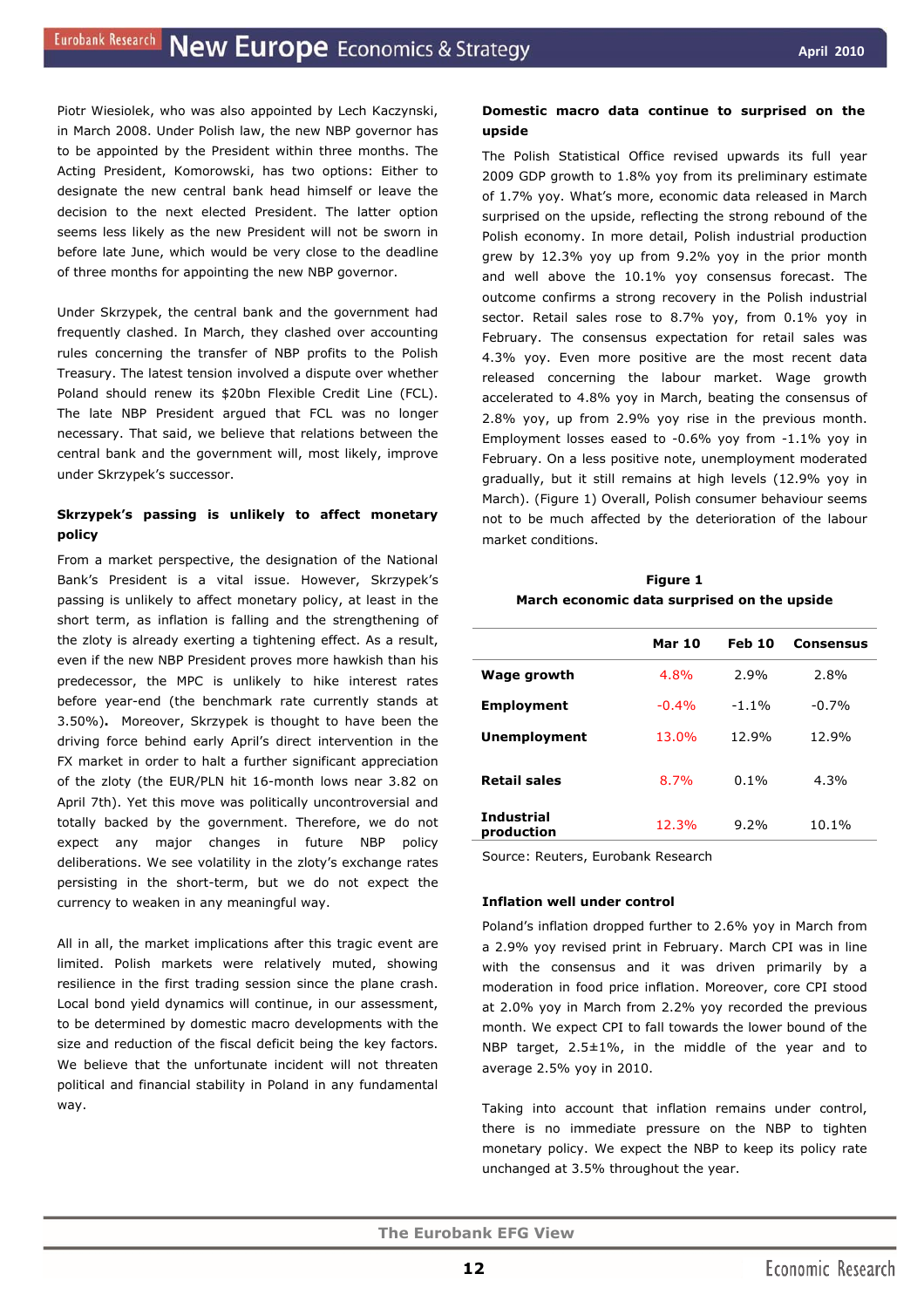Piotr Wiesiolek, who was also appointed by Lech Kaczynski, in March 2008. Under Polish law, the new NBP governor has to be appointed by the President within three months. The Acting President, Komorowski, has two options: Either to designate the new central bank head himself or leave the decision to the next elected President. The latter option seems less likely as the new President will not be sworn in before late June, which would be very close to the deadline of three months for appointing the new NBP governor.

Under Skrzypek, the central bank and the government had frequently clashed. In March, they clashed over accounting rules concerning the transfer of NBP profits to the Polish Treasury. The latest tension involved a dispute over whether Poland should renew its $20bn Flexible Credit Line (FCL). The late NBP President argued that FCL was no longer necessary. That said, we believe that relations between the central bank and the government will, most likely, improve under Skrzypek's successor.

**Skrzypek's passing is unlikely to affect monetary policy**

From a market perspective, the designation of the National Bank's President is a vital issue. However, Skrzypek's passing is unlikely to affect monetary policy, at least in the short term, as inflation is falling and the strengthening of the zloty is already exerting a tightening effect. As a result, even if the new NBP President proves more hawkish than his predecessor, the MPC is unlikely to hike interest rates before year-end (the benchmark rate currently stands at 3.50%). Moreover, Skrzypek is thought to have been the driving force behind early April's direct intervention in the FX market in order to halt a further significant appreciation of the zloty (the EUR/PLN hit 16-month lows near 3.82 on April 7th). Yet this move was politically uncontroversial and totally backed by the government. Therefore, we do not expect any major changes in future NBP policy deliberations. We see volatility in the zloty's exchange rates persisting in the short-term, but we do not expect the currency to weaken in any meaningful way.

All in all, the market implications after this tragic event are limited. Polish markets were relatively muted, showing resilience in the first trading session since the plane crash. Local bond yield dynamics will continue, in our assessment, to be determined by domestic macro developments with the size and reduction of the fiscal deficit being the key factors. We believe that the unfortunate incident will not threaten political and financial stability in Poland in any fundamental way.

**Domestic macro data continue to surprised on the upside**

The Polish Statistical Office revised upwards its full year 2009 GDP growth to 1.8% yoy from its preliminary estimate of 1.7% yoy. What's more, economic data released in March surprised on the upside, reflecting the strong rebound of the Polish economy. In more detail, Polish industrial production grew by 12.3% yoy up from 9.2% yoy in the prior month and well above the 10.1% yoy consensus forecast. The outcome confirms a strong recovery in the Polish industrial sector. Retail sales rose to 8.7% yoy, from 0.1% yoy in February. The consensus expectation for retail sales was 4.3% yoy. Even more positive are the most recent data released concerning the labour market. Wage growth accelerated to 4.8% yoy in March, beating the consensus of 2.8% yoy, up from 2.9% yoy rise in the previous month. Employment losses eased to -0.6% yoy from -1.1% yoy in February. On a less positive note, unemployment moderated gradually, but it still remains at high levels (12.9% yoy in March). (Figure 1) Overall, Polish consumer behaviour seems not to be much affected by the deterioration of the labour market conditions.

**Figure 1**
**March economic data surprised on the upside**

| | Mar 10 | Feb 10 | Consensus |
|---|---|---|---|
| **Wage growth** | 4.8% | 2.9% | 2.8% |
| **Employment** | -0.4% | -1.1% | -0.7% |
| **Unemployment** | 13.0% | 12.9% | 12.9% |
| **Retail sales** | 8.7% | 0.1% | 4.3% |
| **Industrial production** | 12.3% | 9.2% | 10.1% |

Source: Reuters, Eurobank Research

**Inflation well under control**

Poland's inflation dropped further to 2.6% yoy in March from a 2.9% yoy revised print in February. March CPI was in line with the consensus and it was driven primarily by a moderation in food price inflation. Moreover, core CPI stood at 2.0% yoy in March from 2.2% yoy recorded the previous month. We expect CPI to fall towards the lower bound of the NBP target, 2.5±1%, in the middle of the year and to average 2.5% yoy in 2010.

Taking into account that inflation remains under control, there is no immediate pressure on the NBP to tighten monetary policy. We expect the NBP to keep its policy rate unchanged at 3.5% throughout the year.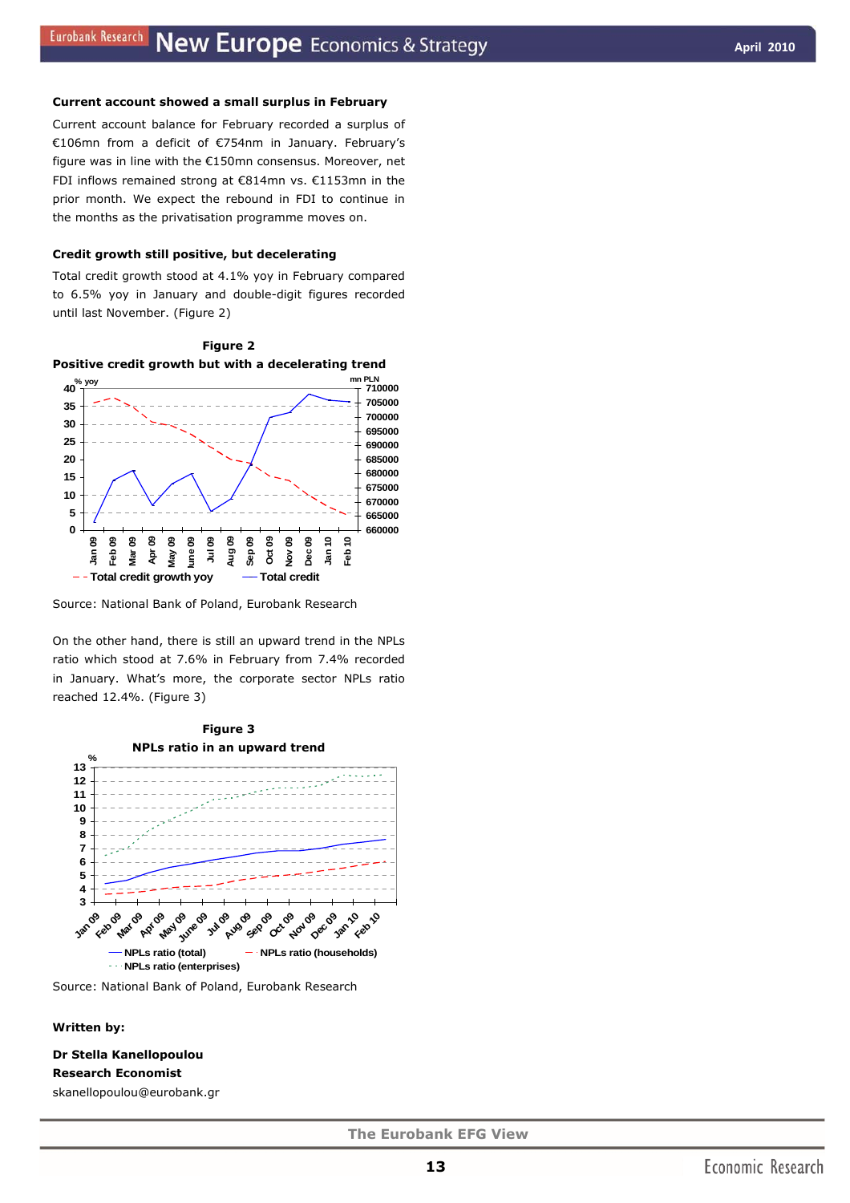### Current account showed a small surplus in February

Current account balance for February recorded a surplus of €106mn from a deficit of €754nm in January. February's figure was in line with the €150mn consensus. Moreover, net FDI inflows remained strong at €814mn vs. €1153mn in the prior month. We expect the rebound in FDI to continue in the months as the privatisation programme moves on.

### Credit growth still positive, but decelerating

Total credit growth stood at 4.1% yoy in February compared to 6.5% yoy in January and double-digit figures recorded until last November. (Figure 2)

**Figure 2**

**Positive credit growth but with a decelerating trend**

Source: National Bank of Poland, Eurobank Research

On the other hand, there is still an upward trend in the NPLs ratio which stood at 7.6% in February from 7.4% recorded in January. What's more, the corporate sector NPLs ratio reached 12.4%. (Figure 3)

**Figure 3**

**NPLs ratio in an upward trend**

Source: National Bank of Poland, Eurobank Research

**Written by:**

**Dr Stella Kanellopoulou**
**Research Economist**
skanellopoulou@eurobank.gr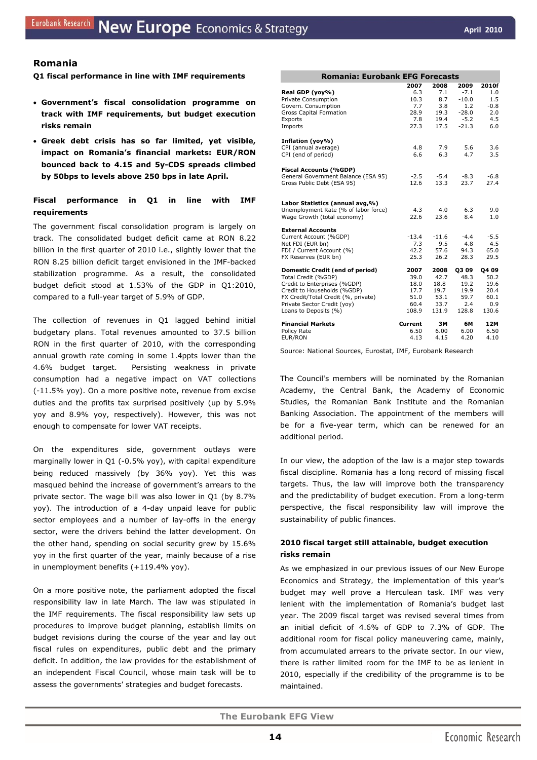## Romania

**Q1 fiscal performance in line with IMF requirements**

- **Government's fiscal consolidation programme on track with IMF requirements, but budget execution risks remain**
- **Greek debt crisis has so far limited, yet visible, impact on Romania's financial markets: EUR/RON bounced back to 4.15 and 5y-CDS spreads climbed by 50bps to levels above 250 bps in late April.**

### Fiscal performance in Q1 in line with IMF requirements

The government fiscal consolidation program is largely on track. The consolidated budget deficit came at RON 8.22 billion in the first quarter of 2010 i.e., slightly lower that the RON 8.25 billion deficit target envisioned in the IMF-backed stabilization programme. As a result, the consolidated budget deficit stood at 1.53% of the GDP in Q1:2010, compared to a full-year target of 5.9% of GDP.

The collection of revenues in Q1 lagged behind initial budgetary plans. Total revenues amounted to 37.5 billion RON in the first quarter of 2010, with the corresponding annual growth rate coming in some 1.4ppts lower than the 4.6% budget target. Persisting weakness in private consumption had a negative impact on VAT collections (-11.5% yoy). On a more positive note, revenue from excise duties and the profits tax surprised positively (up by 5.9% yoy and 8.9% yoy, respectively). However, this was not enough to compensate for lower VAT receipts.

On the expenditures side, government outlays were marginally lower in Q1 (-0.5% yoy), with capital expenditure being reduced massively (by 36% yoy). Yet this was masqued behind the increase of government's arrears to the private sector. The wage bill was also lower in Q1 (by 8.7% yoy). The introduction of a 4-day unpaid leave for public sector employees and a number of lay-offs in the energy sector, were the drivers behind the latter development. On the other hand, spending on social security grew by 15.6% yoy in the first quarter of the year, mainly because of a rise in unemployment benefits (+119.4% yoy).

On a more positive note, the parliament adopted the fiscal responsibility law in late March. The law was stipulated in the IMF requirements. The fiscal responsibility law sets up procedures to improve budget planning, establish limits on budget revisions during the course of the year and lay out fiscal rules on expenditures, public debt and the primary deficit. In addition, the law provides for the establishment of an independent Fiscal Council, whose main task will be to assess the governments' strategies and budget forecasts.

**Romania: Eurobank EFG Forecasts**

| | 2007 | 2008 | 2009 | 2010f |
|---|---|---|---|---|
| **Real GDP (yoy%)** | 6.3 | 7.1 | -7.1 | 1.0 |
| Private Consumption | 10.3 | 8.7 | -10.0 | 1.5 |
| Govern. Consumption | 7.7 | 3.8 | 1.2 | -0.8 |
| Gross Capital Formation | 28.9 | 19.3 | -28.0 | 2.0 |
| Exports | 7.8 | 19.4 | -5.2 | 4.5 |
| Imports | 27.3 | 17.5 | -21.3 | 6.0 |
| **Inflation (yoy%)** | | | | |
| CPI (annual average) | 4.8 | 7.9 | 5.6 | 3.6 |
| CPI (end of period) | 6.6 | 6.3 | 4.7 | 3.5 |
| **Fiscal Accounts (%GDP)** | | | | |
| General Government Balance (ESA 95) | -2.5 | -5.4 | -8.3 | -6.8 |
| Gross Public Debt (ESA 95) | 12.6 | 13.3 | 23.7 | 27.4 |
| **Labor Statistics (annual avg,%)** | | | | |
| Unemployment Rate (% of labor force) | 4.3 | 4.0 | 6.3 | 9.0 |
| Wage Growth (total economy) | 22.6 | 23.6 | 8.4 | 1.0 |
| **External Accounts** | | | | |
| Current Account (%GDP) | -13.4 | -11.6 | -4.4 | -5.5 |
| Net FDI (EUR bn) | 7.3 | 9.5 | 4.8 | 4.5 |
| FDI / Current Account (%) | 42.2 | 57.6 | 94.3 | 65.0 |
| FX Reserves (EUR bn) | 25.3 | 26.2 | 28.3 | 29.5 |
| **Domestic Credit (end of period)** | **2007** | **2008** | **Q3 09** | **Q4 09** |
| Total Credit (%GDP) | 39.0 | 42.7 | 48.3 | 50.2 |
| Credit to Enterprises (%GDP) | 18.0 | 18.8 | 19.2 | 19.6 |
| Credit to Households (%GDP) | 17.7 | 19.7 | 19.9 | 20.4 |
| FX Credit/Total Credit (%, private) | 51.0 | 53.1 | 59.7 | 60.1 |
| Private Sector Credit (yoy) | 60.4 | 33.7 | 2.4 | 0.9 |
| Loans to Deposits (%) | 108.9 | 131.9 | 128.8 | 130.6 |
| **Financial Markets** | **Current** | **3M** | **6M** | **12M** |
| Policy Rate | 6.50 | 6.00 | 6.00 | 6.50 |
| EUR/RON | 4.13 | 4.15 | 4.20 | 4.10 |

Source: National Sources, Eurostat, IMF, Eurobank Research

The Council's members will be nominated by the Romanian Academy, the Central Bank, the Academy of Economic Studies, the Romanian Bank Institute and the Romanian Banking Association. The appointment of the members will be for a five-year term, which can be renewed for an additional period.

In our view, the adoption of the law is a major step towards fiscal discipline. Romania has a long record of missing fiscal targets. Thus, the law will improve both the transparency and the predictability of budget execution. From a long-term perspective, the fiscal responsibility law will improve the sustainability of public finances.

### 2010 fiscal target still attainable, budget execution risks remain

As we emphasized in our previous issues of our New Europe Economics and Strategy, the implementation of this year's budget may well prove a Herculean task. IMF was very lenient with the implementation of Romania's budget last year. The 2009 fiscal target was revised several times from an initial deficit of 4.6% of GDP to 7.3% of GDP. The additional room for fiscal policy maneuvering came, mainly, from accumulated arrears to the private sector. In our view, there is rather limited room for the IMF to be as lenient in 2010, especially if the credibility of the programme is to be maintained.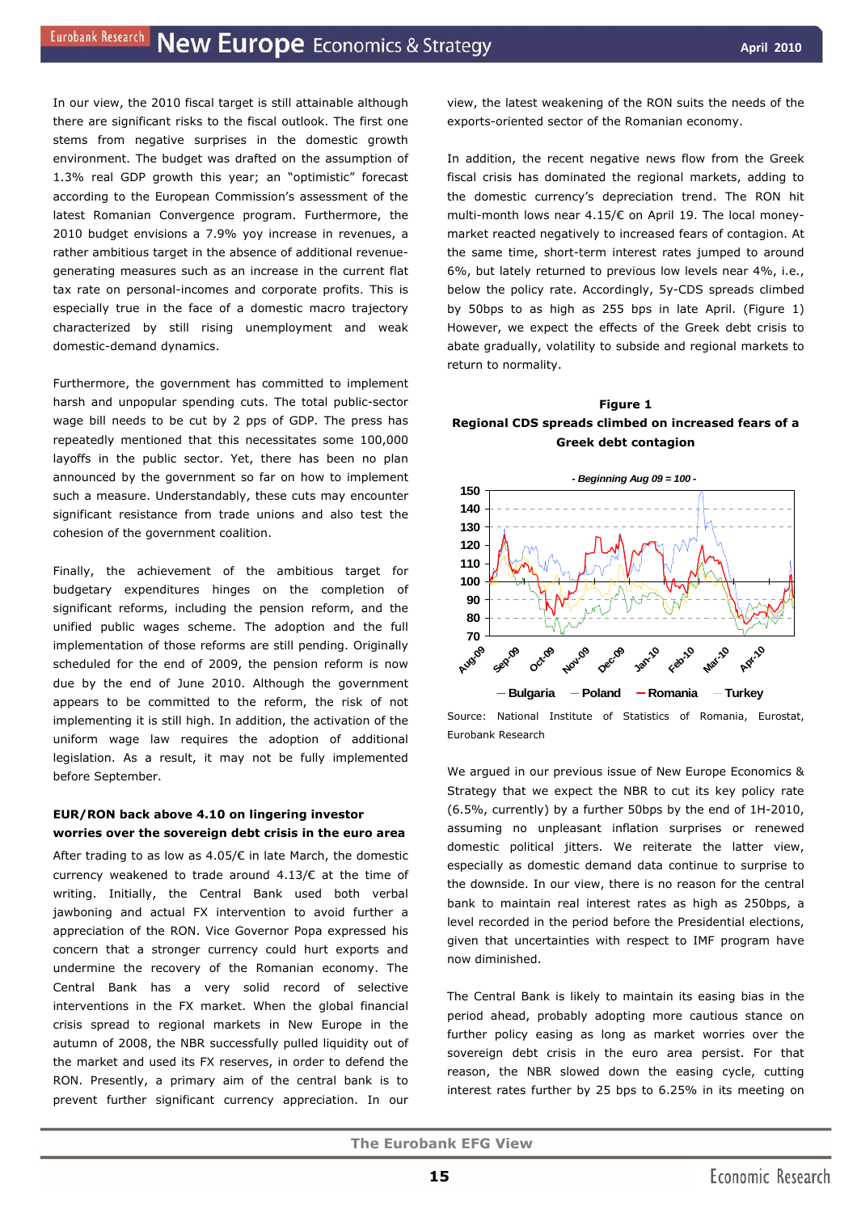In our view, the 2010 fiscal target is still attainable although there are significant risks to the fiscal outlook. The first one stems from negative surprises in the domestic growth environment. The budget was drafted on the assumption of 1.3% real GDP growth this year; an "optimistic" forecast according to the European Commission's assessment of the latest Romanian Convergence program. Furthermore, the 2010 budget envisions a 7.9% yoy increase in revenues, a rather ambitious target in the absence of additional revenue-generating measures such as an increase in the current flat tax rate on personal-incomes and corporate profits. This is especially true in the face of a domestic macro trajectory characterized by still rising unemployment and weak domestic-demand dynamics.

Furthermore, the government has committed to implement harsh and unpopular spending cuts. The total public-sector wage bill needs to be cut by 2 pps of GDP. The press has repeatedly mentioned that this necessitates some 100,000 layoffs in the public sector. Yet, there has been no plan announced by the government so far on how to implement such a measure. Understandably, these cuts may encounter significant resistance from trade unions and also test the cohesion of the government coalition.

Finally, the achievement of the ambitious target for budgetary expenditures hinges on the completion of significant reforms, including the pension reform, and the unified public wages scheme. The adoption and the full implementation of those reforms are still pending. Originally scheduled for the end of 2009, the pension reform is now due by the end of June 2010. Although the government appears to be committed to the reform, the risk of not implementing it is still high. In addition, the activation of the uniform wage law requires the adoption of additional legislation. As a result, it may not be fully implemented before September.

**EUR/RON back above 4.10 on lingering investor worries over the sovereign debt crisis in the euro area**

After trading to as low as 4.05/€ in late March, the domestic currency weakened to trade around 4.13/€ at the time of writing. Initially, the Central Bank used both verbal jawboning and actual FX intervention to avoid further appreciation of the RON. Vice Governor Popa expressed his concern that a stronger currency could hurt exports and undermine the recovery of the Romanian economy. The Central Bank has a very solid record of selective interventions in the FX market. When the global financial crisis spread to regional markets in New Europe in the autumn of 2008, the NBR successfully pulled liquidity out of the market and used its FX reserves, in order to defend the RON. Presently, a primary aim of the central bank is to prevent further significant currency appreciation. In our view, the latest weakening of the RON suits the needs of the exports-oriented sector of the Romanian economy.

In addition, the recent negative news flow from the Greek fiscal crisis has dominated the regional markets, adding to the domestic currency's depreciation trend. The RON hit multi-month lows near 4.15/€ on April 19. The local money-market reacted negatively to increased fears of contagion. At the same time, short-term interest rates jumped to around 6%, but lately returned to previous low levels near 4%, i.e., below the policy rate. Accordingly, 5y-CDS spreads climbed by 50bps to as high as 255 bps in late April. (Figure 1) However, we expect the effects of the Greek debt crisis to abate gradually, volatility to subside and regional markets to return to normality.

**Figure 1**
**Regional CDS spreads climbed on increased fears of a Greek debt contagion**

*- Beginning Aug 09 = 100 -*

Source: National Institute of Statistics of Romania, Eurostat, Eurobank Research

We argued in our previous issue of New Europe Economics & Strategy that we expect the NBR to cut its key policy rate (6.5%, currently) by a further 50bps by the end of 1H-2010, assuming no unpleasant inflation surprises or renewed domestic political jitters. We reiterate the latter view, especially as domestic demand data continue to surprise to the downside. In our view, there is no reason for the central bank to maintain real interest rates as high as 250bps, a level recorded in the period before the Presidential elections, given that uncertainties with respect to IMF program have now diminished.

The Central Bank is likely to maintain its easing bias in the period ahead, probably adopting more cautious stance on further policy easing as long as market worries over the sovereign debt crisis in the euro area persist. For that reason, the NBR slowed down the easing cycle, cutting interest rates further by 25 bps to 6.25% in its meeting on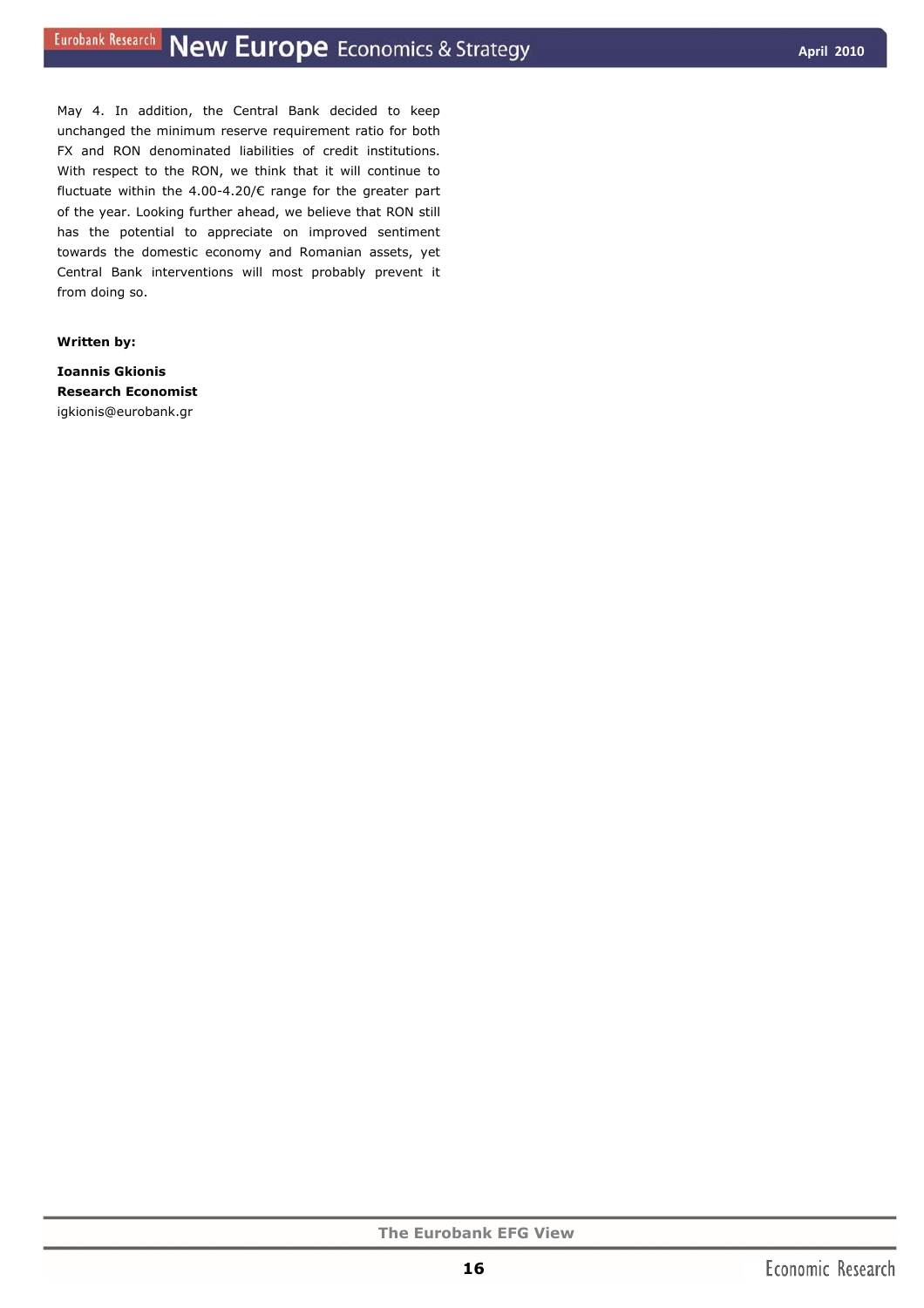May 4. In addition, the Central Bank decided to keep unchanged the minimum reserve requirement ratio for both FX and RON denominated liabilities of credit institutions. With respect to the RON, we think that it will continue to fluctuate within the 4.00-4.20/€ range for the greater part of the year. Looking further ahead, we believe that RON still has the potential to appreciate on improved sentiment towards the domestic economy and Romanian assets, yet Central Bank interventions will most probably prevent it from doing so.

**Written by:**

**Ioannis Gkionis**
**Research Economist**
igkionis@eurobank.gr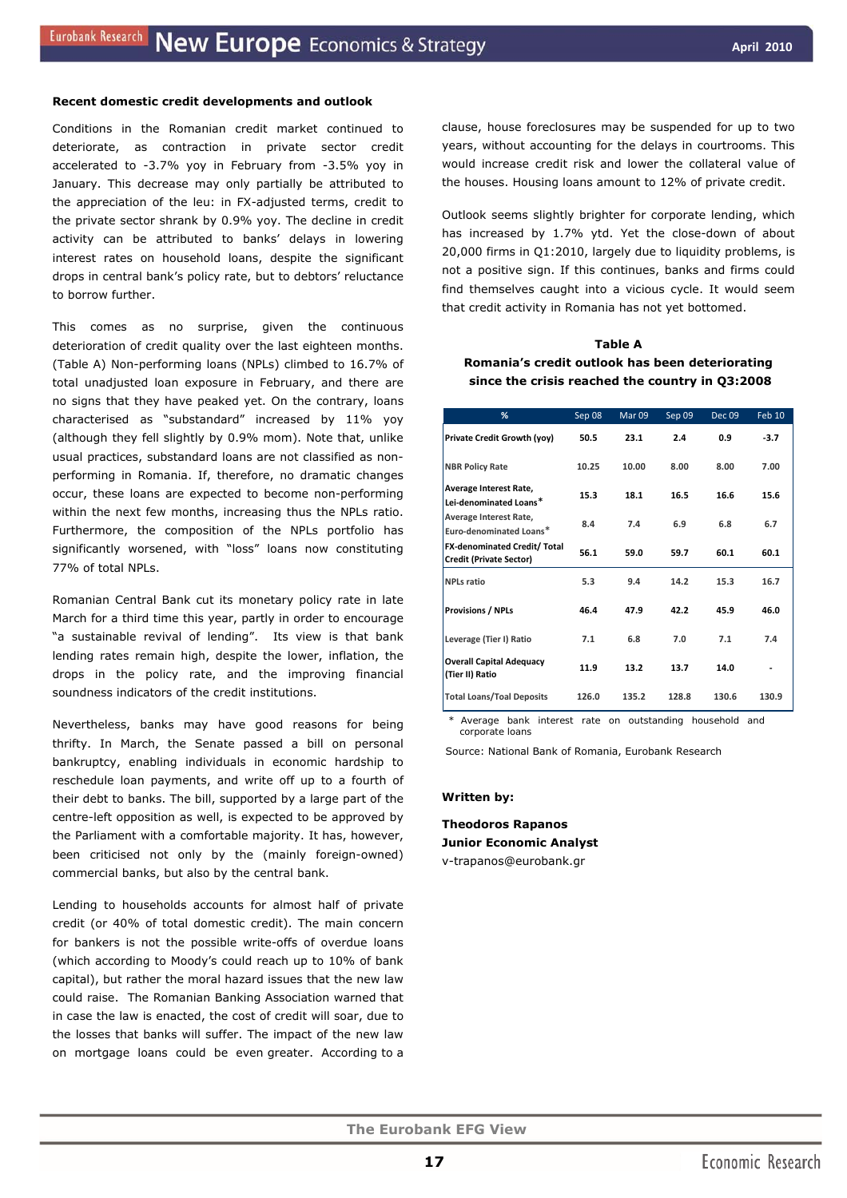### Recent domestic credit developments and outlook

Conditions in the Romanian credit market continued to deteriorate, as contraction in private sector credit accelerated to -3.7% yoy in February from -3.5% yoy in January. This decrease may only partially be attributed to the appreciation of the leu: in FX-adjusted terms, credit to the private sector shrank by 0.9% yoy. The decline in credit activity can be attributed to banks' delays in lowering interest rates on household loans, despite the significant drops in central bank's policy rate, but to debtors' reluctance to borrow further.

This comes as no surprise, given the continuous deterioration of credit quality over the last eighteen months. (Table A) Non-performing loans (NPLs) climbed to 16.7% of total unadjusted loan exposure in February, and there are no signs that they have peaked yet. On the contrary, loans characterised as "substandard" increased by 11% yoy (although they fell slightly by 0.9% mom). Note that, unlike usual practices, substandard loans are not classified as non-performing in Romania. If, therefore, no dramatic changes occur, these loans are expected to become non-performing within the next few months, increasing thus the NPLs ratio. Furthermore, the composition of the NPLs portfolio has significantly worsened, with "loss" loans now constituting 77% of total NPLs.

Romanian Central Bank cut its monetary policy rate in late March for a third time this year, partly in order to encourage "a sustainable revival of lending". Its view is that bank lending rates remain high, despite the lower, inflation, the drops in the policy rate, and the improving financial soundness indicators of the credit institutions.

Nevertheless, banks may have good reasons for being thrifty. In March, the Senate passed a bill on personal bankruptcy, enabling individuals in economic hardship to reschedule loan payments, and write off up to a fourth of their debt to banks. The bill, supported by a large part of the centre-left opposition as well, is expected to be approved by the Parliament with a comfortable majority. It has, however, been criticised not only by the (mainly foreign-owned) commercial banks, but also by the central bank.

Lending to households accounts for almost half of private credit (or 40% of total domestic credit). The main concern for bankers is not the possible write-offs of overdue loans (which according to Moody's could reach up to 10% of bank capital), but rather the moral hazard issues that the new law could raise. The Romanian Banking Association warned that in case the law is enacted, the cost of credit will soar, due to the losses that banks will suffer. The impact of the new law on mortgage loans could be even greater. According to a clause, house foreclosures may be suspended for up to two years, without accounting for the delays in courtrooms. This would increase credit risk and lower the collateral value of the houses. Housing loans amount to 12% of private credit.

Outlook seems slightly brighter for corporate lending, which has increased by 1.7% ytd. Yet the close-down of about 20,000 firms in Q1:2010, largely due to liquidity problems, is not a positive sign. If this continues, banks and firms could find themselves caught into a vicious cycle. It would seem that credit activity in Romania has not yet bottomed.

**Table A**

**Romania's credit outlook has been deteriorating since the crisis reached the country in Q3:2008**

| % | Sep 08 | Mar 09 | Sep 09 | Dec 09 | Feb 10 |
|---|---|---|---|---|---|
| Private Credit Growth (yoy) | 50.5 | 23.1 | 2.4 | 0.9 | -3.7 |
| NBR Policy Rate | 10.25 | 10.00 | 8.00 | 8.00 | 7.00 |
| Average Interest Rate, Lei-denominated Loans* | 15.3 | 18.1 | 16.5 | 16.6 | 15.6 |
| Average Interest Rate, Euro-denominated Loans* | 8.4 | 7.4 | 6.9 | 6.8 | 6.7 |
| FX-denominated Credit/ Total Credit (Private Sector) | 56.1 | 59.0 | 59.7 | 60.1 | 60.1 |
| NPLs ratio | 5.3 | 9.4 | 14.2 | 15.3 | 16.7 |
| Provisions / NPLs | 46.4 | 47.9 | 42.2 | 45.9 | 46.0 |
| Leverage (Tier I) Ratio | 7.1 | 6.8 | 7.0 | 7.1 | 7.4 |
| Overall Capital Adequacy (Tier II) Ratio | 11.9 | 13.2 | 13.7 | 14.0 | - |
| Total Loans/Toal Deposits | 126.0 | 135.2 | 128.8 | 130.6 | 130.9 |

\* Average bank interest rate on outstanding household and corporate loans

Source: National Bank of Romania, Eurobank Research

**Written by:**

**Theodoros Rapanos**
**Junior Economic Analyst**
v-trapanos@eurobank.gr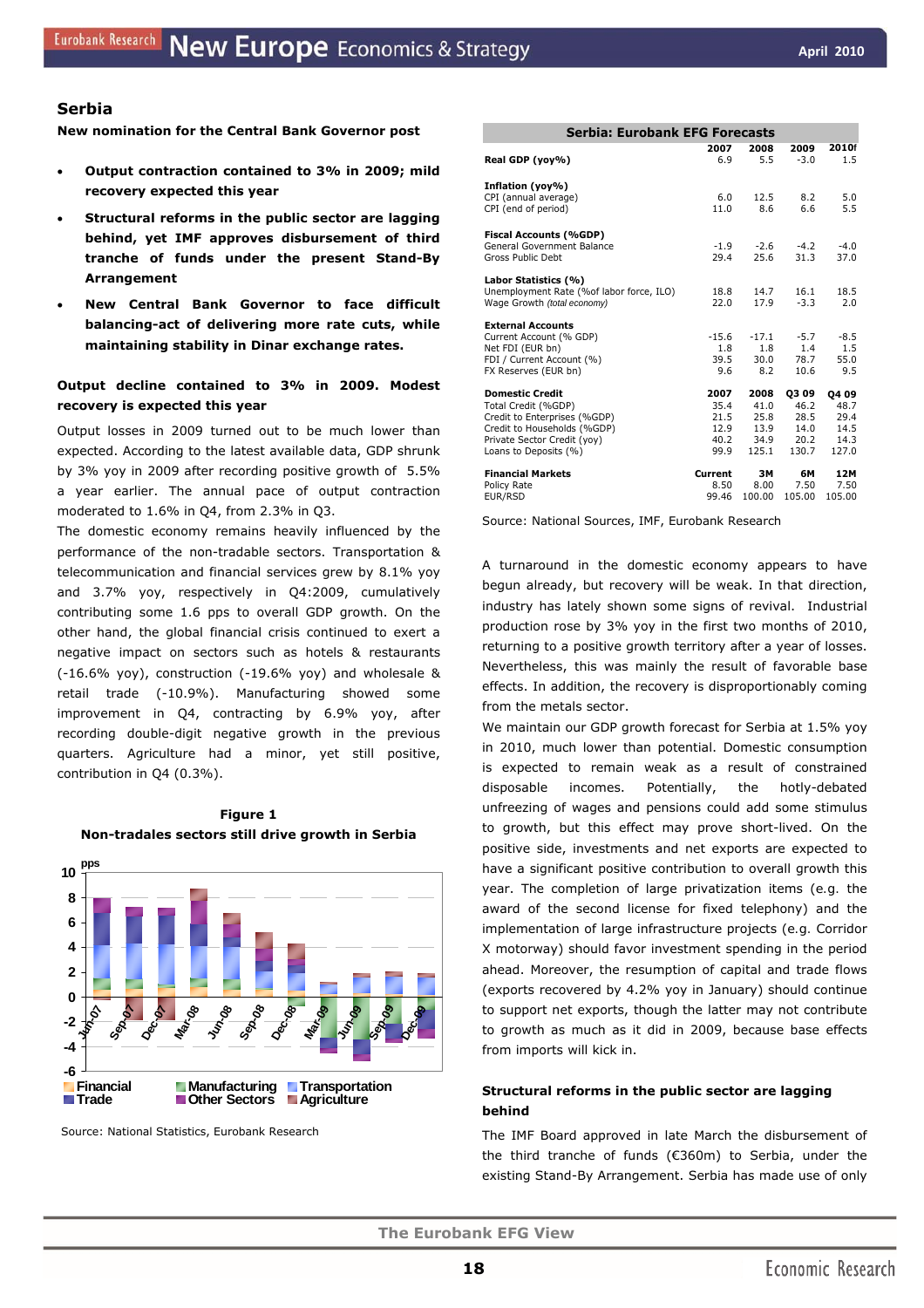## Serbia

**New nomination for the Central Bank Governor post**

- **Output contraction contained to 3% in 2009; mild recovery expected this year**
- **Structural reforms in the public sector are lagging behind, yet IMF approves disbursement of third tranche of funds under the present Stand-By Arrangement**
- **New Central Bank Governor to face difficult balancing-act of delivering more rate cuts, while maintaining stability in Dinar exchange rates.**

**Output decline contained to 3% in 2009. Modest recovery is expected this year**

Output losses in 2009 turned out to be much lower than expected. According to the latest available data, GDP shrunk by 3% yoy in 2009 after recording positive growth of 5.5% a year earlier. The annual pace of output contraction moderated to 1.6% in Q4, from 2.3% in Q3.

The domestic economy remains heavily influenced by the performance of the non-tradable sectors. Transportation & telecommunication and financial services grew by 8.1% yoy and 3.7% yoy, respectively in Q4:2009, cumulatively contributing some 1.6 pps to overall GDP growth. On the other hand, the global financial crisis continued to exert a negative impact on sectors such as hotels & restaurants (-16.6% yoy), construction (-19.6% yoy) and wholesale & retail trade (-10.9%). Manufacturing showed some improvement in Q4, contracting by 6.9% yoy, after recording double-digit negative growth in the previous quarters. Agriculture had a minor, yet still positive, contribution in Q4 (0.3%).

**Figure 1**
**Non-tradales sectors still drive growth in Serbia**

Source: National Statistics, Eurobank Research

| Serbia: Eurobank EFG Forecasts | 2007 | 2008 | 2009 | 2010f |
|---|---|---|---|---|
| **Real GDP (yoy%)** | 6.9 | 5.5 | -3.0 | 1.5 |
| **Inflation (yoy%)** | | | | |
| CPI (annual average) | 6.0 | 12.5 | 8.2 | 5.0 |
| CPI (end of period) | 11.0 | 8.6 | 6.6 | 5.5 |
| **Fiscal Accounts (%GDP)** | | | | |
| General Government Balance | -1.9 | -2.6 | -4.2 | -4.0 |
| Gross Public Debt | 29.4 | 25.6 | 31.3 | 37.0 |
| **Labor Statistics (%)** | | | | |
| Unemployment Rate (%of labor force, ILO) | 18.8 | 14.7 | 16.1 | 18.5 |
| Wage Growth *(total economy)* | 22.0 | 17.9 | -3.3 | 2.0 |
| **External Accounts** | | | | |
| Current Account (% GDP) | -15.6 | -17.1 | -5.7 | -8.5 |
| Net FDI (EUR bn) | 1.8 | 1.8 | 1.4 | 1.5 |
| FDI / Current Account (%) | 39.5 | 30.0 | 78.7 | 55.0 |
| FX Reserves (EUR bn) | 9.6 | 8.2 | 10.6 | 9.5 |
| **Domestic Credit** | **2007** | **2008** | **Q3 09** | **Q4 09** |
| Total Credit (%GDP) | 35.4 | 41.0 | 46.2 | 48.7 |
| Credit to Enterprises (%GDP) | 21.5 | 25.8 | 28.5 | 29.4 |
| Credit to Households (%GDP) | 12.9 | 13.9 | 14.0 | 14.5 |
| Private Sector Credit (yoy) | 40.2 | 34.9 | 20.2 | 14.3 |
| Loans to Deposits (%) | 99.9 | 125.1 | 130.7 | 127.0 |
| **Financial Markets** | **Current** | **3M** | **6M** | **12M** |
| Policy Rate | 8.50 | 8.00 | 7.50 | 7.50 |
| EUR/RSD | 99.46 | 100.00 | 105.00 | 105.00 |

Source: National Sources, IMF, Eurobank Research

A turnaround in the domestic economy appears to have begun already, but recovery will be weak. In that direction, industry has lately shown some signs of revival. Industrial production rose by 3% yoy in the first two months of 2010, returning to a positive growth territory after a year of losses. Nevertheless, this was mainly the result of favorable base effects. In addition, the recovery is disproportionably coming from the metals sector.

We maintain our GDP growth forecast for Serbia at 1.5% yoy in 2010, much lower than potential. Domestic consumption is expected to remain weak as a result of constrained disposable incomes. Potentially, the hotly-debated unfreezing of wages and pensions could add some stimulus to growth, but this effect may prove short-lived. On the positive side, investments and net exports are expected to have a significant positive contribution to overall growth this year. The completion of large privatization items (e.g. the award of the second license for fixed telephony) and the implementation of large infrastructure projects (e.g. Corridor X motorway) should favor investment spending in the period ahead. Moreover, the resumption of capital and trade flows (exports recovered by 4.2% yoy in January) should continue to support net exports, though the latter may not contribute to growth as much as it did in 2009, because base effects from imports will kick in.

**Structural reforms in the public sector are lagging behind**

The IMF Board approved in late March the disbursement of the third tranche of funds (€360m) to Serbia, under the existing Stand-By Arrangement. Serbia has made use of only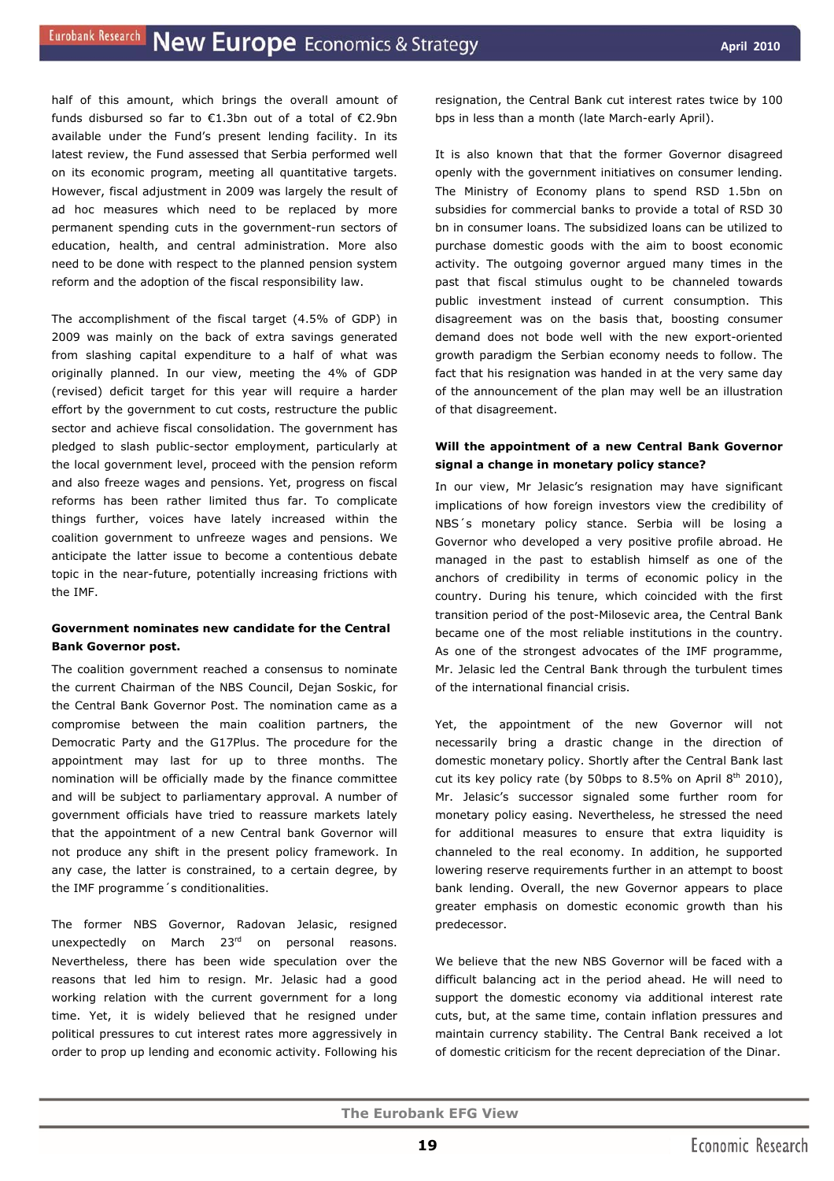half of this amount, which brings the overall amount of funds disbursed so far to €1.3bn out of a total of €2.9bn available under the Fund's present lending facility. In its latest review, the Fund assessed that Serbia performed well on its economic program, meeting all quantitative targets. However, fiscal adjustment in 2009 was largely the result of ad hoc measures which need to be replaced by more permanent spending cuts in the government-run sectors of education, health, and central administration. More also need to be done with respect to the planned pension system reform and the adoption of the fiscal responsibility law.

The accomplishment of the fiscal target (4.5% of GDP) in 2009 was mainly on the back of extra savings generated from slashing capital expenditure to a half of what was originally planned. In our view, meeting the 4% of GDP (revised) deficit target for this year will require a harder effort by the government to cut costs, restructure the public sector and achieve fiscal consolidation. The government has pledged to slash public-sector employment, particularly at the local government level, proceed with the pension reform and also freeze wages and pensions. Yet, progress on fiscal reforms has been rather limited thus far. To complicate things further, voices have lately increased within the coalition government to unfreeze wages and pensions. We anticipate the latter issue to become a contentious debate topic in the near-future, potentially increasing frictions with the IMF.

**Government nominates new candidate for the Central Bank Governor post.**

The coalition government reached a consensus to nominate the current Chairman of the NBS Council, Dejan Soskic, for the Central Bank Governor Post. The nomination came as a compromise between the main coalition partners, the Democratic Party and the G17Plus. The procedure for the appointment may last for up to three months. The nomination will be officially made by the finance committee and will be subject to parliamentary approval. A number of government officials have tried to reassure markets lately that the appointment of a new Central bank Governor will not produce any shift in the present policy framework. In any case, the latter is constrained, to a certain degree, by the IMF programme´s conditionalities.

The former NBS Governor, Radovan Jelasic, resigned unexpectedly on March 23rd on personal reasons. Nevertheless, there has been wide speculation over the reasons that led him to resign. Mr. Jelasic had a good working relation with the current government for a long time. Yet, it is widely believed that he resigned under political pressures to cut interest rates more aggressively in order to prop up lending and economic activity. Following his resignation, the Central Bank cut interest rates twice by 100 bps in less than a month (late March-early April).

It is also known that that the former Governor disagreed openly with the government initiatives on consumer lending. The Ministry of Economy plans to spend RSD 1.5bn on subsidies for commercial banks to provide a total of RSD 30 bn in consumer loans. The subsidized loans can be utilized to purchase domestic goods with the aim to boost economic activity. The outgoing governor argued many times in the past that fiscal stimulus ought to be channeled towards public investment instead of current consumption. This disagreement was on the basis that, boosting consumer demand does not bode well with the new export-oriented growth paradigm the Serbian economy needs to follow. The fact that his resignation was handed in at the very same day of the announcement of the plan may well be an illustration of that disagreement.

**Will the appointment of a new Central Bank Governor signal a change in monetary policy stance?**

In our view, Mr Jelasic's resignation may have significant implications of how foreign investors view the credibility of NBS´s monetary policy stance. Serbia will be losing a Governor who developed a very positive profile abroad. He managed in the past to establish himself as one of the anchors of credibility in terms of economic policy in the country. During his tenure, which coincided with the first transition period of the post-Milosevic area, the Central Bank became one of the most reliable institutions in the country. As one of the strongest advocates of the IMF programme, Mr. Jelasic led the Central Bank through the turbulent times of the international financial crisis.

Yet, the appointment of the new Governor will not necessarily bring a drastic change in the direction of domestic monetary policy. Shortly after the Central Bank last cut its key policy rate (by 50bps to 8.5% on April 8th 2010), Mr. Jelasic's successor signaled some further room for monetary policy easing. Nevertheless, he stressed the need for additional measures to ensure that extra liquidity is channeled to the real economy. In addition, he supported lowering reserve requirements further in an attempt to boost bank lending. Overall, the new Governor appears to place greater emphasis on domestic economic growth than his predecessor.

We believe that the new NBS Governor will be faced with a difficult balancing act in the period ahead. He will need to support the domestic economy via additional interest rate cuts, but, at the same time, contain inflation pressures and maintain currency stability. The Central Bank received a lot of domestic criticism for the recent depreciation of the Dinar.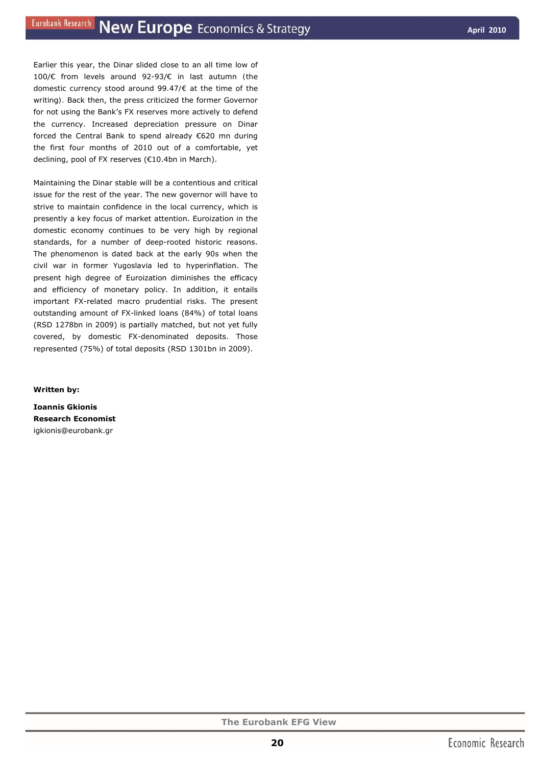Earlier this year, the Dinar slided close to an all time low of 100/€ from levels around 92-93/€ in last autumn (the domestic currency stood around 99.47/€ at the time of the writing). Back then, the press criticized the former Governor for not using the Bank's FX reserves more actively to defend the currency. Increased depreciation pressure on Dinar forced the Central Bank to spend already €620 mn during the first four months of 2010 out of a comfortable, yet declining, pool of FX reserves (€10.4bn in March).

Maintaining the Dinar stable will be a contentious and critical issue for the rest of the year. The new governor will have to strive to maintain confidence in the local currency, which is presently a key focus of market attention. Euroization in the domestic economy continues to be very high by regional standards, for a number of deep-rooted historic reasons. The phenomenon is dated back at the early 90s when the civil war in former Yugoslavia led to hyperinflation. The present high degree of Euroization diminishes the efficacy and efficiency of monetary policy. In addition, it entails important FX-related macro prudential risks. The present outstanding amount of FX-linked loans (84%) of total loans (RSD 1278bn in 2009) is partially matched, but not yet fully covered, by domestic FX-denominated deposits. Those represented (75%) of total deposits (RSD 1301bn in 2009).

**Written by:**

**Ioannis Gkionis**
**Research Economist**
igkionis@eurobank.gr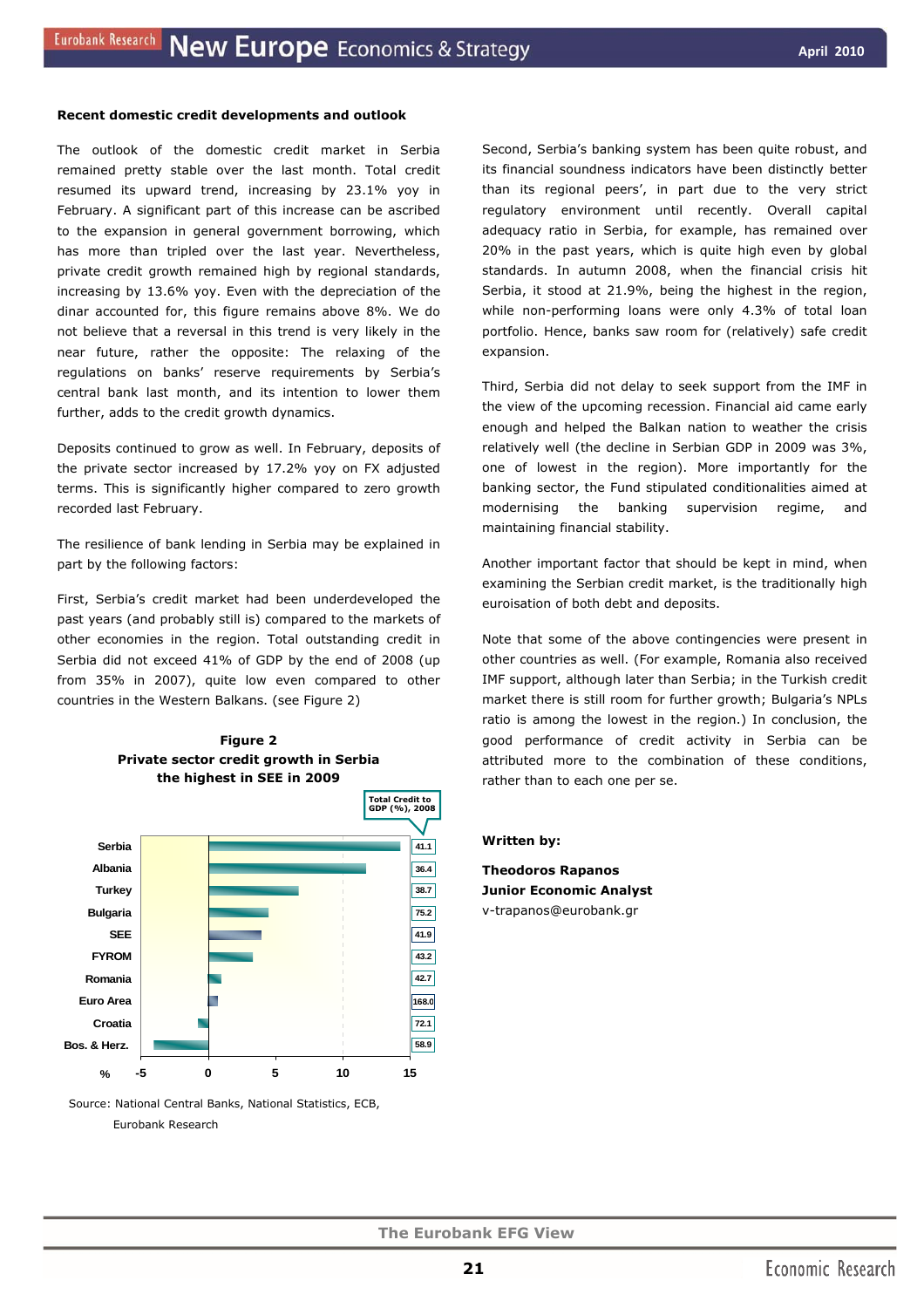**Recent domestic credit developments and outlook**

The outlook of the domestic credit market in Serbia remained pretty stable over the last month. Total credit resumed its upward trend, increasing by 23.1% yoy in February. A significant part of this increase can be ascribed to the expansion in general government borrowing, which has more than tripled over the last year. Nevertheless, private credit growth remained high by regional standards, increasing by 13.6% yoy. Even with the depreciation of the dinar accounted for, this figure remains above 8%. We do not believe that a reversal in this trend is very likely in the near future, rather the opposite: The relaxing of the regulations on banks' reserve requirements by Serbia's central bank last month, and its intention to lower them further, adds to the credit growth dynamics.

Deposits continued to grow as well. In February, deposits of the private sector increased by 17.2% yoy on FX adjusted terms. This is significantly higher compared to zero growth recorded last February.

The resilience of bank lending in Serbia may be explained in part by the following factors:

First, Serbia's credit market had been underdeveloped the past years (and probably still is) compared to the markets of other economies in the region. Total outstanding credit in Serbia did not exceed 41% of GDP by the end of 2008 (up from 35% in 2007), quite low even compared to other countries in the Western Balkans. (see Figure 2)

**Figure 2**
**Private sector credit growth in Serbia the highest in SEE in 2009**

| Country | Total Credit to GDP (%), 2008 |
|---|---|
| Serbia | 41.1 |
| Albania | 36.4 |
| Turkey | 38.7 |
| Bulgaria | 75.2 |
| SEE | 41.9 |
| FYROM | 43.2 |
| Romania | 42.7 |
| Euro Area | 168.0 |
| Croatia | 72.1 |
| Bos. & Herz. | 58.9 |

Source: National Central Banks, National Statistics, ECB, Eurobank Research

Second, Serbia's banking system has been quite robust, and its financial soundness indicators have been distinctly better than its regional peers', in part due to the very strict regulatory environment until recently. Overall capital adequacy ratio in Serbia, for example, has remained over 20% in the past years, which is quite high even by global standards. In autumn 2008, when the financial crisis hit Serbia, it stood at 21.9%, being the highest in the region, while non-performing loans were only 4.3% of total loan portfolio. Hence, banks saw room for (relatively) safe credit expansion.

Third, Serbia did not delay to seek support from the IMF in the view of the upcoming recession. Financial aid came early enough and helped the Balkan nation to weather the crisis relatively well (the decline in Serbian GDP in 2009 was 3%, one of lowest in the region). More importantly for the banking sector, the Fund stipulated conditionalities aimed at modernising the banking supervision regime, and maintaining financial stability.

Another important factor that should be kept in mind, when examining the Serbian credit market, is the traditionally high euroisation of both debt and deposits.

Note that some of the above contingencies were present in other countries as well. (For example, Romania also received IMF support, although later than Serbia; in the Turkish credit market there is still room for further growth; Bulgaria's NPLs ratio is among the lowest in the region.) In conclusion, the good performance of credit activity in Serbia can be attributed more to the combination of these conditions, rather than to each one per se.

**Written by:**

**Theodoros Rapanos**
**Junior Economic Analyst**
v-trapanos@eurobank.gr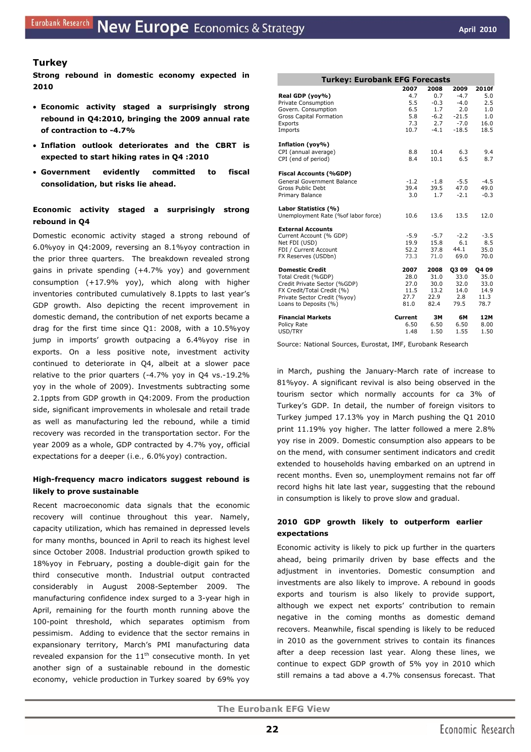## Turkey

**Strong rebound in domestic economy expected in 2010**

- **Economic activity staged a surprisingly strong rebound in Q4:2010, bringing the 2009 annual rate of contraction to -4.7%**
- **Inflation outlook deteriorates and the CBRT is expected to start hiking rates in Q4 :2010**
- **Government evidently committed to fiscal consolidation, but risks lie ahead.**

### Economic activity staged a surprisingly strong rebound in Q4

Domestic economic activity staged a strong rebound of 6.0%yoy in Q4:2009, reversing an 8.1%yoy contraction in the prior three quarters. The breakdown revealed strong gains in private spending (+4.7% yoy) and government consumption (+17.9% yoy), which along with higher inventories contributed cumulatively 8.1ppts to last year's GDP growth. Also depicting the recent improvement in domestic demand, the contribution of net exports became a drag for the first time since Q1: 2008, with a 10.5%yoy jump in imports' growth outpacing a 6.4%yoy rise in exports. On a less positive note, investment activity continued to deteriorate in Q4, albeit at a slower pace relative to the prior quarters (-4.7% yoy in Q4 vs.-19.2% yoy in the whole of 2009). Investments subtracting some 2.1ppts from GDP growth in Q4:2009. From the production side, significant improvements in wholesale and retail trade as well as manufacturing led the rebound, while a timid recovery was recorded in the transportation sector. For the year 2009 as a whole, GDP contracted by 4.7% yoy, official expectations for a deeper (i.e., 6.0%yoy) contraction.

### High-frequency macro indicators suggest rebound is likely to prove sustainable

Recent macroeconomic data signals that the economic recovery will continue throughout this year. Namely, capacity utilization, which has remained in depressed levels for many months, bounced in April to reach its highest level since October 2008. Industrial production growth spiked to 18%yoy in February, posting a double-digit gain for the third consecutive month. Industrial output contracted considerably in August 2008-September 2009. The manufacturing confidence index surged to a 3-year high in April, remaining for the fourth month running above the 100-point threshold, which separates optimism from pessimism. Adding to evidence that the sector remains in expansionary territory, March's PMI manufacturing data revealed expansion for the 11th consecutive month. In yet another sign of a sustainable rebound in the domestic economy, vehicle production in Turkey soared by 69% yoy in March, pushing the January-March rate of increase to 81%yoy. A significant revival is also being observed in the tourism sector which normally accounts for ca 3% of Turkey's GDP. In detail, the number of foreign visitors to Turkey jumped 17.13% yoy in March pushing the Q1 2010 print 11.19% yoy higher. The latter followed a mere 2.8% yoy rise in 2009. Domestic consumption also appears to be on the mend, with consumer sentiment indicators and credit extended to households having embarked on an uptrend in recent months. Even so, unemployment remains not far off record highs hit late last year, suggesting that the rebound in consumption is likely to prove slow and gradual.

### 2010 GDP growth likely to outperform earlier expectations

Economic activity is likely to pick up further in the quarters ahead, being primarily driven by base effects and the adjustment in inventories. Domestic consumption and investments are also likely to improve. A rebound in goods exports and tourism is also likely to provide support, although we expect net exports' contribution to remain negative in the coming months as domestic demand recovers. Meanwhile, fiscal spending is likely to be reduced in 2010 as the government strives to contain its finances after a deep recession last year. Along these lines, we continue to expect GDP growth of 5% yoy in 2010 which still remains a tad above a 4.7% consensus forecast. That

**Turkey: Eurobank EFG Forecasts**

| | 2007 | 2008 | 2009 | 2010f |
|---|---|---|---|---|
| **Real GDP (yoy%)** | 4.7 | 0.7 | -4.7 | 5.0 |
| Private Consumption | 5.5 | -0.3 | -4.0 | 2.5 |
| Govern. Consumption | 6.5 | 1.7 | 2.0 | 1.0 |
| Gross Capital Formation | 5.8 | -6.2 | -21.5 | 1.0 |
| Exports | 7.3 | 2.7 | -7.0 | 16.0 |
| Imports | 10.7 | -4.1 | -18.5 | 18.5 |
| **Inflation (yoy%)** | | | | |
| CPI (annual average) | 8.8 | 10.4 | 6.3 | 9.4 |
| CPI (end of period) | 8.4 | 10.1 | 6.5 | 8.7 |
| **Fiscal Accounts (%GDP)** | | | | |
| General Government Balance | -1.2 | -1.8 | -5.5 | -4.5 |
| Gross Public Debt | 39.4 | 39.5 | 47.0 | 49.0 |
| Primary Balance | 3.0 | 1.7 | -2.1 | -0.3 |
| **Labor Statistics (%)** | | | | |
| Unemployment Rate (%of labor force) | 10.6 | 13.6 | 13.5 | 12.0 |
| **External Accounts** | | | | |
| Current Account (% GDP) | -5.9 | -5.7 | -2.2 | -3.5 |
| Net FDI (USD) | 19.9 | 15.8 | 6.1 | 8.5 |
| FDI / Current Account | 52.2 | 37.8 | 44.1 | 35.0 |
| FX Reserves (USDbn) | 73.3 | 71.0 | 69.0 | 70.0 |
| **Domestic Credit** | **2007** | **2008** | **Q3 09** | **Q4 09** |
| Total Credit (%GDP) | 28.0 | 31.0 | 33.0 | 35.0 |
| Credit Private Sector (%GDP) | 27.0 | 30.0 | 32.0 | 33.0 |
| FX Credit/Total Credit (%) | 11.5 | 13.2 | 14.0 | 14.9 |
| Private Sector Credit (%yoy) | 27.7 | 22.9 | 2.8 | 11.3 |
| Loans to Deposits (%) | 81.0 | 82.4 | 79.5 | 78.7 |
| **Financial Markets** | **Current** | **3M** | **6M** | **12M** |
| Policy Rate | 6.50 | 6.50 | 6.50 | 8.00 |
| USD/TRY | 1.48 | 1.50 | 1.55 | 1.50 |

Source: National Sources, Eurostat, IMF, Eurobank Research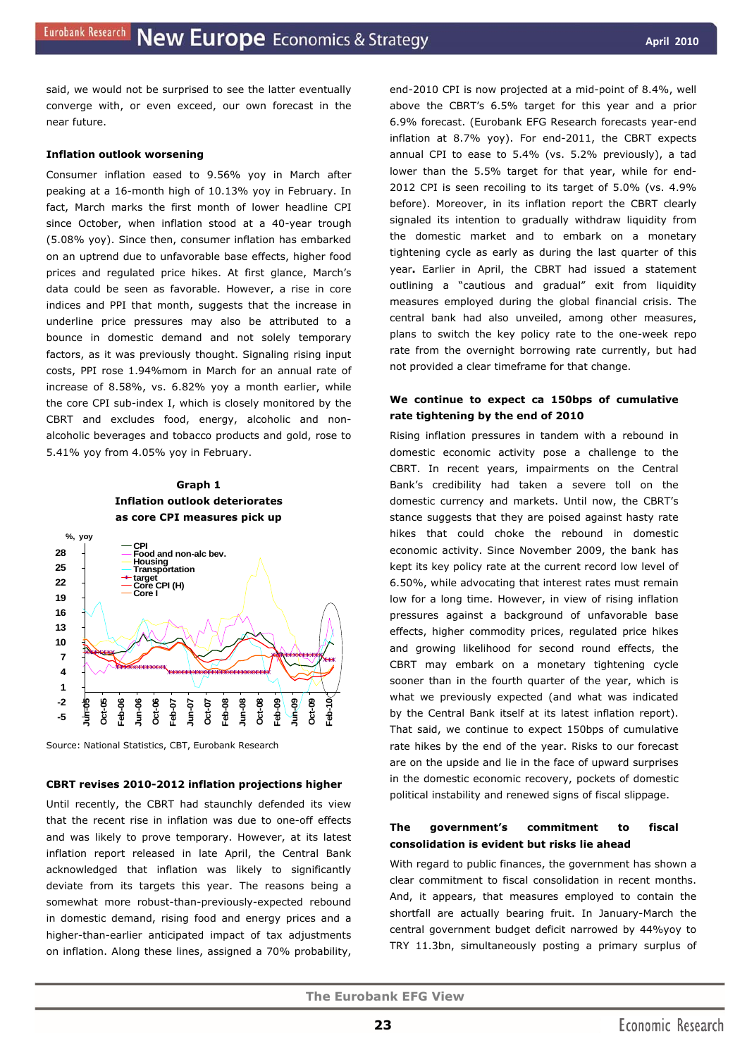said, we would not be surprised to see the latter eventually converge with, or even exceed, our own forecast in the near future.

**Inflation outlook worsening**

Consumer inflation eased to 9.56% yoy in March after peaking at a 16-month high of 10.13% yoy in February. In fact, March marks the first month of lower headline CPI since October, when inflation stood at a 40-year trough (5.08% yoy). Since then, consumer inflation has embarked on an uptrend due to unfavorable base effects, higher food prices and regulated price hikes. At first glance, March's data could be seen as favorable. However, a rise in core indices and PPI that month, suggests that the increase in underline price pressures may also be attributed to a bounce in domestic demand and not solely temporary factors, as it was previously thought. Signaling rising input costs, PPI rose 1.94%mom in March for an annual rate of increase of 8.58%, vs. 6.82% yoy a month earlier, while the core CPI sub-index I, which is closely monitored by the CBRT and excludes food, energy, alcoholic and non-alcoholic beverages and tobacco products and gold, rose to 5.41% yoy from 4.05% yoy in February.

**Graph 1**
**Inflation outlook deteriorates as core CPI measures pick up**

Source: National Statistics, CBT, Eurobank Research

**CBRT revises 2010-2012 inflation projections higher**

Until recently, the CBRT had staunchly defended its view that the recent rise in inflation was due to one-off effects and was likely to prove temporary. However, at its latest inflation report released in late April, the Central Bank acknowledged that inflation was likely to significantly deviate from its targets this year. The reasons being a somewhat more robust-than-previously-expected rebound in domestic demand, rising food and energy prices and a higher-than-earlier anticipated impact of tax adjustments on inflation. Along these lines, assigned a 70% probability, end-2010 CPI is now projected at a mid-point of 8.4%, well above the CBRT's 6.5% target for this year and a prior 6.9% forecast. (Eurobank EFG Research forecasts year-end inflation at 8.7% yoy). For end-2011, the CBRT expects annual CPI to ease to 5.4% (vs. 5.2% previously), a tad lower than the 5.5% target for that year, while for end-2012 CPI is seen recoiling to its target of 5.0% (vs. 4.9% before). Moreover, in its inflation report the CBRT clearly signaled its intention to gradually withdraw liquidity from the domestic market and to embark on a monetary tightening cycle as early as during the last quarter of this year**.** Earlier in April, the CBRT had issued a statement outlining a "cautious and gradual" exit from liquidity measures employed during the global financial crisis. The central bank had also unveiled, among other measures, plans to switch the key policy rate to the one-week repo rate from the overnight borrowing rate currently, but had not provided a clear timeframe for that change.

**We continue to expect ca 150bps of cumulative rate tightening by the end of 2010**

Rising inflation pressures in tandem with a rebound in domestic economic activity pose a challenge to the CBRT. In recent years, impairments on the Central Bank's credibility had taken a severe toll on the domestic currency and markets. Until now, the CBRT's stance suggests that they are poised against hasty rate hikes that could choke the rebound in domestic economic activity. Since November 2009, the bank has kept its key policy rate at the current record low level of 6.50%, while advocating that interest rates must remain low for a long time. However, in view of rising inflation pressures against a background of unfavorable base effects, higher commodity prices, regulated price hikes and growing likelihood for second round effects, the CBRT may embark on a monetary tightening cycle sooner than in the fourth quarter of the year, which is what we previously expected (and what was indicated by the Central Bank itself at its latest inflation report). That said, we continue to expect 150bps of cumulative rate hikes by the end of the year. Risks to our forecast are on the upside and lie in the face of upward surprises in the domestic economic recovery, pockets of domestic political instability and renewed signs of fiscal slippage.

**The government's commitment to fiscal consolidation is evident but risks lie ahead**

With regard to public finances, the government has shown a clear commitment to fiscal consolidation in recent months. And, it appears, that measures employed to contain the shortfall are actually bearing fruit. In January-March the central government budget deficit narrowed by 44%yoy to TRY 11.3bn, simultaneously posting a primary surplus of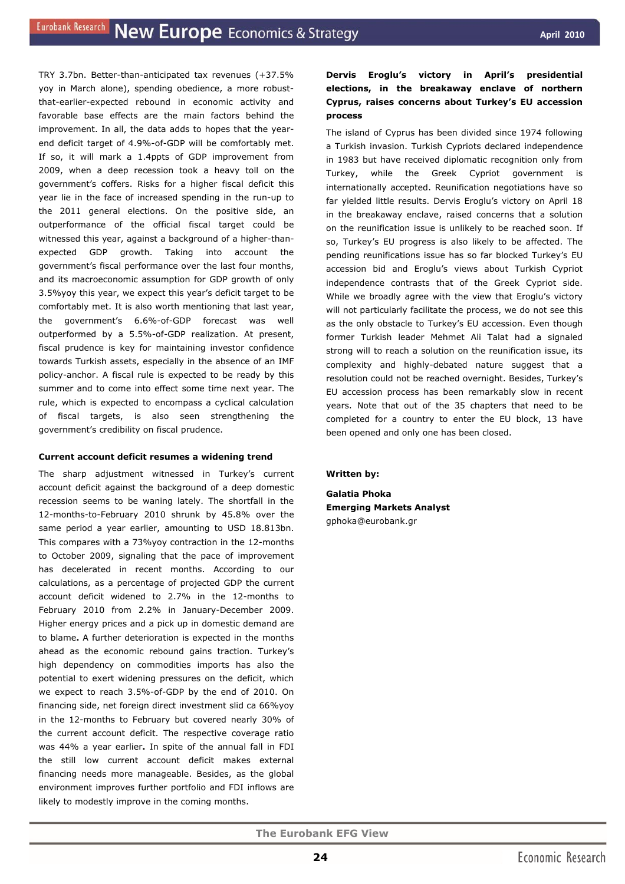TRY 3.7bn. Better-than-anticipated tax revenues (+37.5% yoy in March alone), spending obedience, a more robust-that-earlier-expected rebound in economic activity and favorable base effects are the main factors behind the improvement. In all, the data adds to hopes that the year-end deficit target of 4.9%-of-GDP will be comfortably met. If so, it will mark a 1.4ppts of GDP improvement from 2009, when a deep recession took a heavy toll on the government's coffers. Risks for a higher fiscal deficit this year lie in the face of increased spending in the run-up to the 2011 general elections. On the positive side, an outperformance of the official fiscal target could be witnessed this year, against a background of a higher-than-expected GDP growth. Taking into account the government's fiscal performance over the last four months, and its macroeconomic assumption for GDP growth of only 3.5%yoy this year, we expect this year's deficit target to be comfortably met. It is also worth mentioning that last year, the government's 6.6%-of-GDP forecast was well outperformed by a 5.5%-of-GDP realization. At present, fiscal prudence is key for maintaining investor confidence towards Turkish assets, especially in the absence of an IMF policy-anchor. A fiscal rule is expected to be ready by this summer and to come into effect some time next year. The rule, which is expected to encompass a cyclical calculation of fiscal targets, is also seen strengthening the government's credibility on fiscal prudence.

**Current account deficit resumes a widening trend**

The sharp adjustment witnessed in Turkey's current account deficit against the background of a deep domestic recession seems to be waning lately. The shortfall in the 12-months-to-February 2010 shrunk by 45.8% over the same period a year earlier, amounting to USD 18.813bn. This compares with a 73%yoy contraction in the 12-months to October 2009, signaling that the pace of improvement has decelerated in recent months. According to our calculations, as a percentage of projected GDP the current account deficit widened to 2.7% in the 12-months to February 2010 from 2.2% in January-December 2009. Higher energy prices and a pick up in domestic demand are to blame**.** A further deterioration is expected in the months ahead as the economic rebound gains traction. Turkey's high dependency on commodities imports has also the potential to exert widening pressures on the deficit, which we expect to reach 3.5%-of-GDP by the end of 2010. On financing side, net foreign direct investment slid ca 66%yoy in the 12-months to February but covered nearly 30% of the current account deficit. The respective coverage ratio was 44% a year earlier**.** In spite of the annual fall in FDI the still low current account deficit makes external financing needs more manageable. Besides, as the global environment improves further portfolio and FDI inflows are likely to modestly improve in the coming months.

**Dervis Eroglu's victory in April's presidential elections, in the breakaway enclave of northern Cyprus, raises concerns about Turkey's EU accession process**

The island of Cyprus has been divided since 1974 following a Turkish invasion. Turkish Cypriots declared independence in 1983 but have received diplomatic recognition only from Turkey, while the Greek Cypriot government is internationally accepted. Reunification negotiations have so far yielded little results. Dervis Eroglu's victory on April 18 in the breakaway enclave, raised concerns that a solution on the reunification issue is unlikely to be reached soon. If so, Turkey's EU progress is also likely to be affected. The pending reunifications issue has so far blocked Turkey's EU accession bid and Eroglu's views about Turkish Cypriot independence contrasts that of the Greek Cypriot side. While we broadly agree with the view that Eroglu's victory will not particularly facilitate the process, we do not see this as the only obstacle to Turkey's EU accession. Even though former Turkish leader Mehmet Ali Talat had a signaled strong will to reach a solution on the reunification issue, its complexity and highly-debated nature suggest that a resolution could not be reached overnight. Besides, Turkey's EU accession process has been remarkably slow in recent years. Note that out of the 35 chapters that need to be completed for a country to enter the EU block, 13 have been opened and only one has been closed.

**Written by:**

**Galatia Phoka**
**Emerging Markets Analyst**
gphoka@eurobank.gr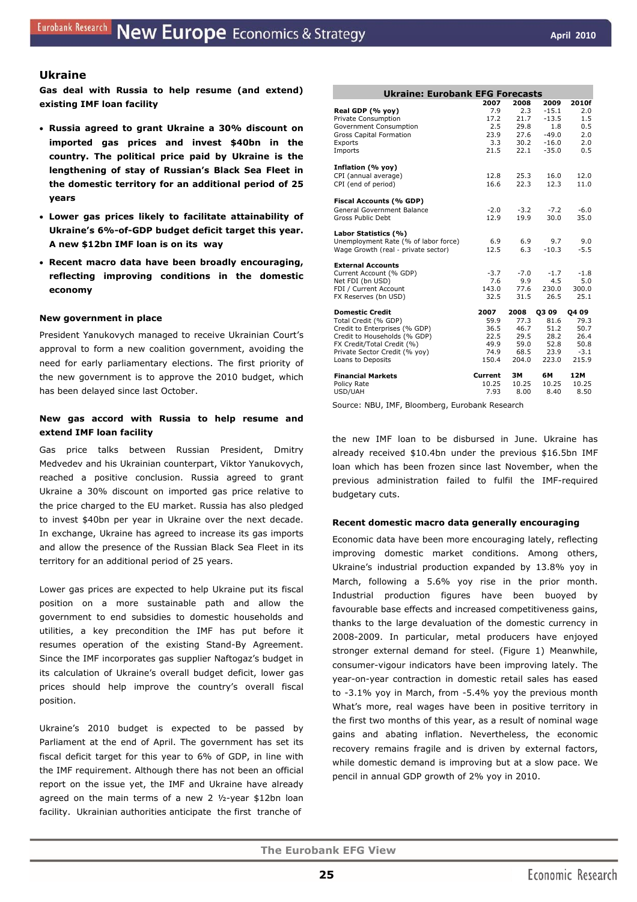## Ukraine

**Gas deal with Russia to help resume (and extend) existing IMF loan facility**

- **Russia agreed to grant Ukraine a 30% discount on imported gas prices and invest $40bn in the country. The political price paid by Ukraine is the lengthening of stay of Russian's Black Sea Fleet in the domestic territory for an additional period of 25 years**
- **Lower gas prices likely to facilitate attainability of Ukraine's 6%-of-GDP budget deficit target this year. A new $12bn IMF loan is on its way**
- **Recent macro data have been broadly encouraging, reflecting improving conditions in the domestic economy**

**Ukraine: Eurobank EFG Forecasts**

| | 2007 | 2008 | 2009 | 2010f |
|---|---|---|---|---|
| **Real GDP (% yoy)** | 7.9 | 2.3 | -15.1 | 2.0 |
| Private Consumption | 17.2 | 21.7 | -13.5 | 1.5 |
| Government Consumption | 2.5 | 29.8 | 1.8 | 0.5 |
| Gross Capital Formation | 23.9 | 27.6 | -49.0 | 2.0 |
| Exports | 3.3 | 30.2 | -16.0 | 2.0 |
| Imports | 21.5 | 22.1 | -35.0 | 0.5 |
| **Inflation (% yoy)** | | | | |
| CPI (annual average) | 12.8 | 25.3 | 16.0 | 12.0 |
| CPI (end of period) | 16.6 | 22.3 | 12.3 | 11.0 |
| **Fiscal Accounts (% GDP)** | | | | |
| General Government Balance | -2.0 | -3.2 | -7.2 | -6.0 |
| Gross Public Debt | 12.9 | 19.9 | 30.0 | 35.0 |
| **Labor Statistics (%)** | | | | |
| Unemployment Rate (% of labor force) | 6.9 | 6.9 | 9.7 | 9.0 |
| Wage Growth (real - private sector) | 12.5 | 6.3 | -10.3 | -5.5 |
| **External Accounts** | | | | |
| Current Account (% GDP) | -3.7 | -7.0 | -1.7 | -1.8 |
| Net FDI (bn USD) | 7.6 | 9.9 | 4.5 | 5.0 |
| FDI / Current Account | 143.0 | 77.6 | 230.0 | 300.0 |
| FX Reserves (bn USD) | 32.5 | 31.5 | 26.5 | 25.1 |

| **Domestic Credit** | **2007** | **2008** | **Q3 09** | **Q4 09** |
|---|---|---|---|---|
| Total Credit (% GDP) | 59.9 | 77.3 | 81.6 | 79.3 |
| Credit to Enterprises (% GDP) | 36.5 | 46.7 | 51.2 | 50.7 |
| Credit to Households (% GDP) | 22.5 | 29.5 | 28.2 | 26.4 |
| FX Credit/Total Credit (%) | 49.9 | 59.0 | 52.8 | 50.8 |
| Private Sector Credit (% yoy) | 74.9 | 68.5 | 23.9 | -3.1 |
| Loans to Deposits | 150.4 | 204.0 | 223.0 | 215.9 |

| **Financial Markets** | **Current** | **3M** | **6M** | **12M** |
|---|---|---|---|---|
| Policy Rate | 10.25 | 10.25 | 10.25 | 10.25 |
| USD/UAH | 7.93 | 8.00 | 8.40 | 8.50 |

Source: NBU, IMF, Bloomberg, Eurobank Research

### New government in place

President Yanukovych managed to receive Ukrainian Court's approval to form a new coalition government, avoiding the need for early parliamentary elections. The first priority of the new government is to approve the 2010 budget, which has been delayed since last October.

### New gas accord with Russia to help resume and extend IMF loan facility

Gas price talks between Russian President, Dmitry Medvedev and his Ukrainian counterpart, Viktor Yanukovych, reached a positive conclusion. Russia agreed to grant Ukraine a 30% discount on imported gas price relative to the price charged to the EU market. Russia has also pledged to invest $40bn per year in Ukraine over the next decade. In exchange, Ukraine has agreed to increase its gas imports and allow the presence of the Russian Black Sea Fleet in its territory for an additional period of 25 years.

Lower gas prices are expected to help Ukraine put its fiscal position on a more sustainable path and allow the government to end subsidies to domestic households and utilities, a key precondition the IMF has put before it resumes operation of the existing Stand-By Agreement. Since the IMF incorporates gas supplier Naftogaz's budget in its calculation of Ukraine's overall budget deficit, lower gas prices should help improve the country's overall fiscal position.

Ukraine's 2010 budget is expected to be passed by Parliament at the end of April. The government has set its fiscal deficit target for this year to 6% of GDP, in line with the IMF requirement. Although there has not been an official report on the issue yet, the IMF and Ukraine have already agreed on the main terms of a new 2 ½-year $12bn loan facility. Ukrainian authorities anticipate the first tranche of the new IMF loan to be disbursed in June. Ukraine has already received $10.4bn under the previous $16.5bn IMF loan which has been frozen since last November, when the previous administration failed to fulfil the IMF-required budgetary cuts.

### Recent domestic macro data generally encouraging

Economic data have been more encouraging lately, reflecting improving domestic market conditions. Among others, Ukraine's industrial production expanded by 13.8% yoy in March, following a 5.6% yoy rise in the prior month. Industrial production figures have been buoyed by favourable base effects and increased competitiveness gains, thanks to the large devaluation of the domestic currency in 2008-2009. In particular, metal producers have enjoyed stronger external demand for steel. (Figure 1) Meanwhile, consumer-vigour indicators have been improving lately. The year-on-year contraction in domestic retail sales has eased to -3.1% yoy in March, from -5.4% yoy the previous month What's more, real wages have been in positive territory in the first two months of this year, as a result of nominal wage gains and abating inflation. Nevertheless, the economic recovery remains fragile and is driven by external factors, while domestic demand is improving but at a slow pace. We pencil in annual GDP growth of 2% yoy in 2010.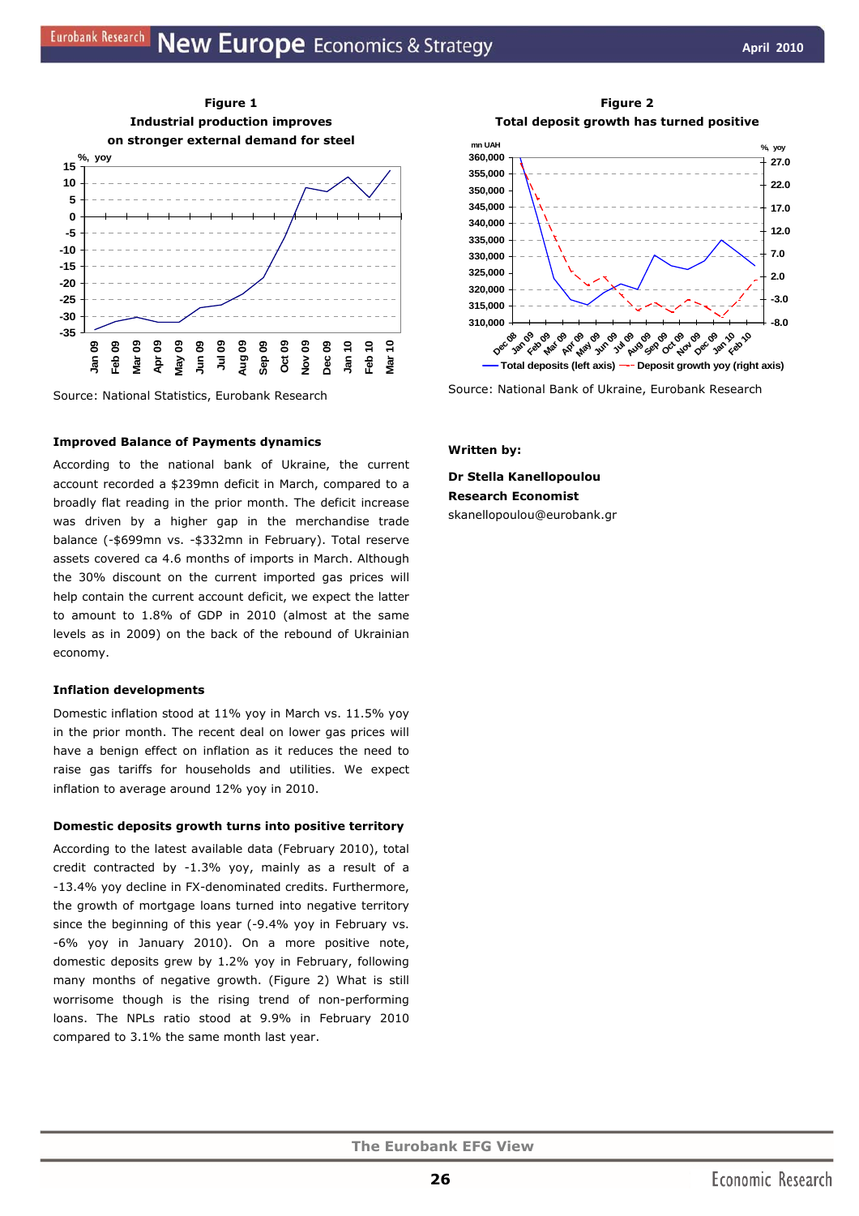**Figure 1**
**Industrial production improves on stronger external demand for steel**

Source: National Statistics, Eurobank Research

**Figure 2**
**Total deposit growth has turned positive**

Source: National Bank of Ukraine, Eurobank Research

### Improved Balance of Payments dynamics

According to the national bank of Ukraine, the current account recorded a $239mn deficit in March, compared to a broadly flat reading in the prior month. The deficit increase was driven by a higher gap in the merchandise trade balance (-$699mn vs. -$332mn in February). Total reserve assets covered ca 4.6 months of imports in March. Although the 30% discount on the current imported gas prices will help contain the current account deficit, we expect the latter to amount to 1.8% of GDP in 2010 (almost at the same levels as in 2009) on the back of the rebound of Ukrainian economy.

### Inflation developments

Domestic inflation stood at 11% yoy in March vs. 11.5% yoy in the prior month. The recent deal on lower gas prices will have a benign effect on inflation as it reduces the need to raise gas tariffs for households and utilities. We expect inflation to average around 12% yoy in 2010.

### Domestic deposits growth turns into positive territory

According to the latest available data (February 2010), total credit contracted by -1.3% yoy, mainly as a result of a -13.4% yoy decline in FX-denominated credits. Furthermore, the growth of mortgage loans turned into negative territory since the beginning of this year (-9.4% yoy in February vs. -6% yoy in January 2010). On a more positive note, domestic deposits grew by 1.2% yoy in February, following many months of negative growth. (Figure 2) What is still worrisome though is the rising trend of non-performing loans. The NPLs ratio stood at 9.9% in February 2010 compared to 3.1% the same month last year.

**Written by:**

**Dr Stella Kanellopoulou**
**Research Economist**
skanellopoulou@eurobank.gr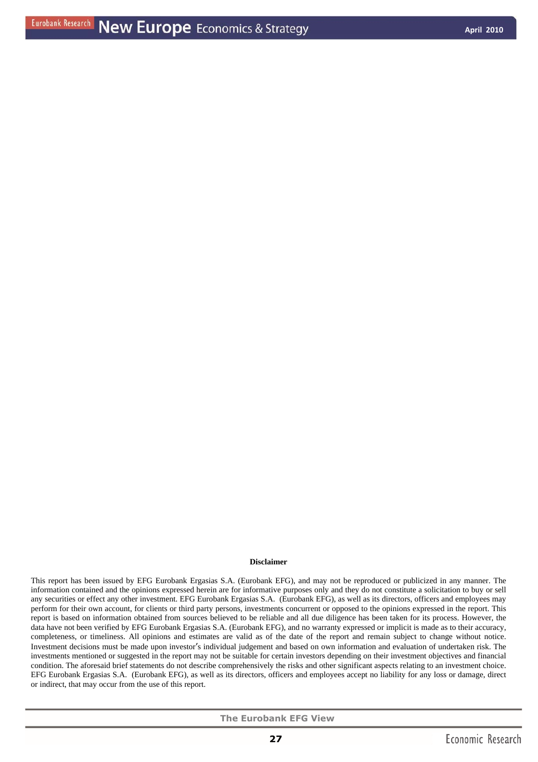**Disclaimer**

This report has been issued by EFG Eurobank Ergasias S.A. (Eurobank EFG), and may not be reproduced or publicized in any manner. The information contained and the opinions expressed herein are for informative purposes only and they do not constitute a solicitation to buy or sell any securities or effect any other investment. EFG Eurobank Ergasias S.A. (Eurobank EFG), as well as its directors, officers and employees may perform for their own account, for clients or third party persons, investments concurrent or opposed to the opinions expressed in the report. This report is based on information obtained from sources believed to be reliable and all due diligence has been taken for its process. However, the data have not been verified by EFG Eurobank Ergasias S.A. (Eurobank EFG), and no warranty expressed or implicit is made as to their accuracy, completeness, or timeliness. All opinions and estimates are valid as of the date of the report and remain subject to change without notice. Investment decisions must be made upon investor′s individual judgement and based on own information and evaluation of undertaken risk. The investments mentioned or suggested in the report may not be suitable for certain investors depending on their investment objectives and financial condition. The aforesaid brief statements do not describe comprehensively the risks and other significant aspects relating to an investment choice. EFG Eurobank Ergasias S.A. (Eurobank EFG), as well as its directors, officers and employees accept no liability for any loss or damage, direct or indirect, that may occur from the use of this report.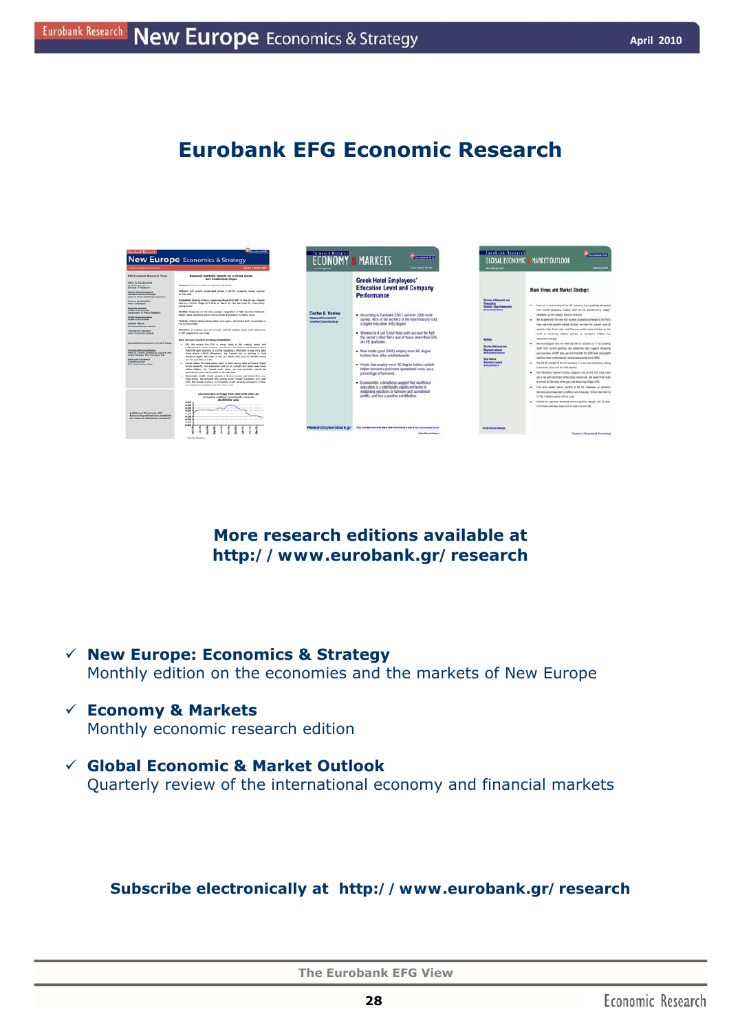# Eurobank EFG Economic Research

**More research editions available at http://www.eurobank.gr/research**

- ✓ **New Europe: Economics & Strategy**
  Monthly edition on the economies and the markets of New Europe
- ✓ **Economy & Markets**
  Monthly economic research edition
- ✓ **Global Economic & Market Outlook**
  Quarterly review of the international economy and financial markets

**Subscribe electronically at http://www.eurobank.gr/research**